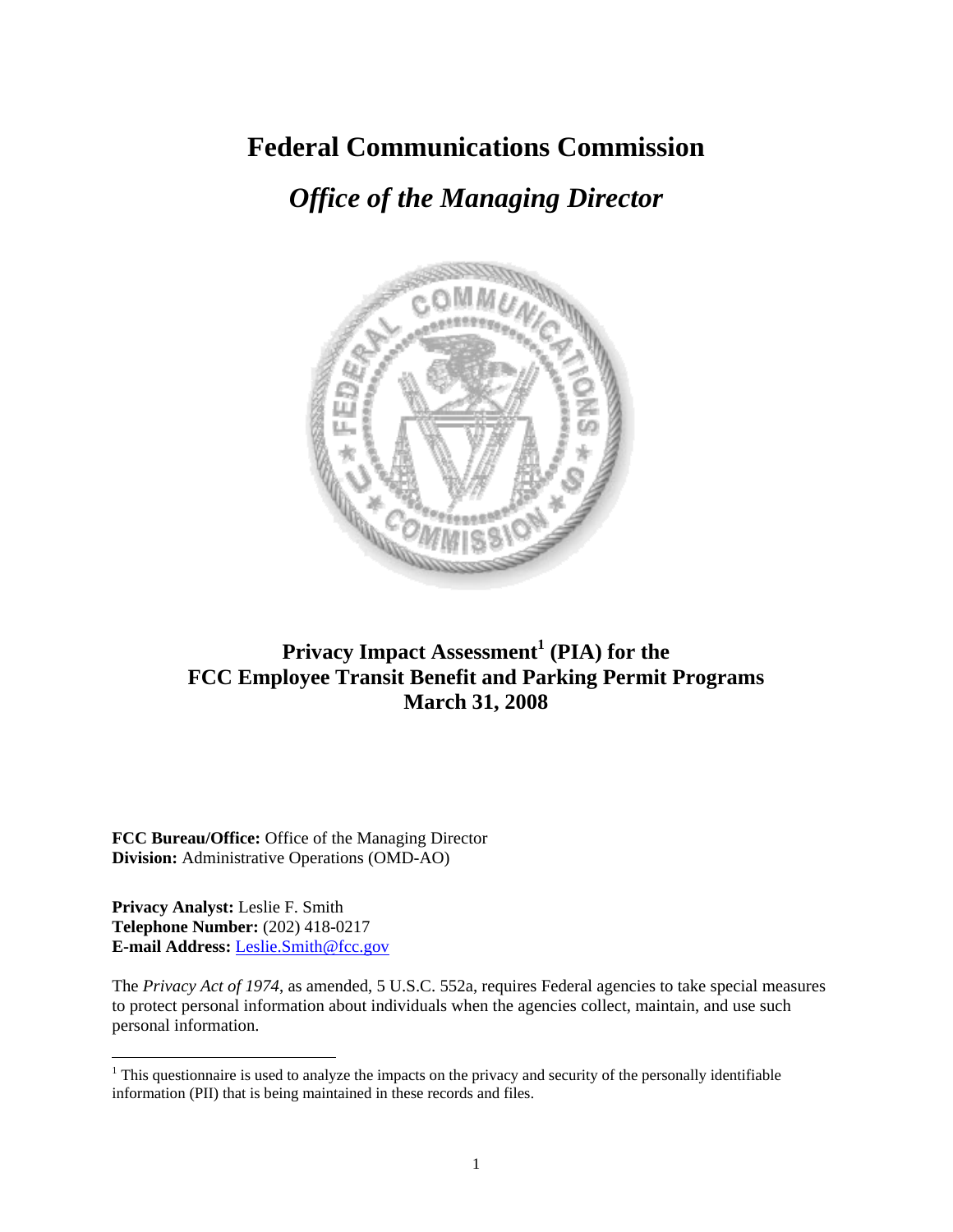# Federal Communications Commission

## *Office of the Managing Director*

## Privacy Impact Assessment[1] (PIA) for the FCC Employee Transit Benefit and Parking Permit Programs March 31, 2008

**FCC Bureau/Office:** Office of the Managing Director
**Division:** Administrative Operations (OMD-AO)

**Privacy Analyst:** Leslie F. Smith
**Telephone Number:** (202) 418-0217
**E-mail Address:** Leslie.Smith@fcc.gov

The *Privacy Act of 1974*, as amended, 5 U.S.C. 552a, requires Federal agencies to take special measures to protect personal information about individuals when the agencies collect, maintain, and use such personal information.

---

[1] This questionnaire is used to analyze the impacts on the privacy and security of the personally identifiable information (PII) that is being maintained in these records and files.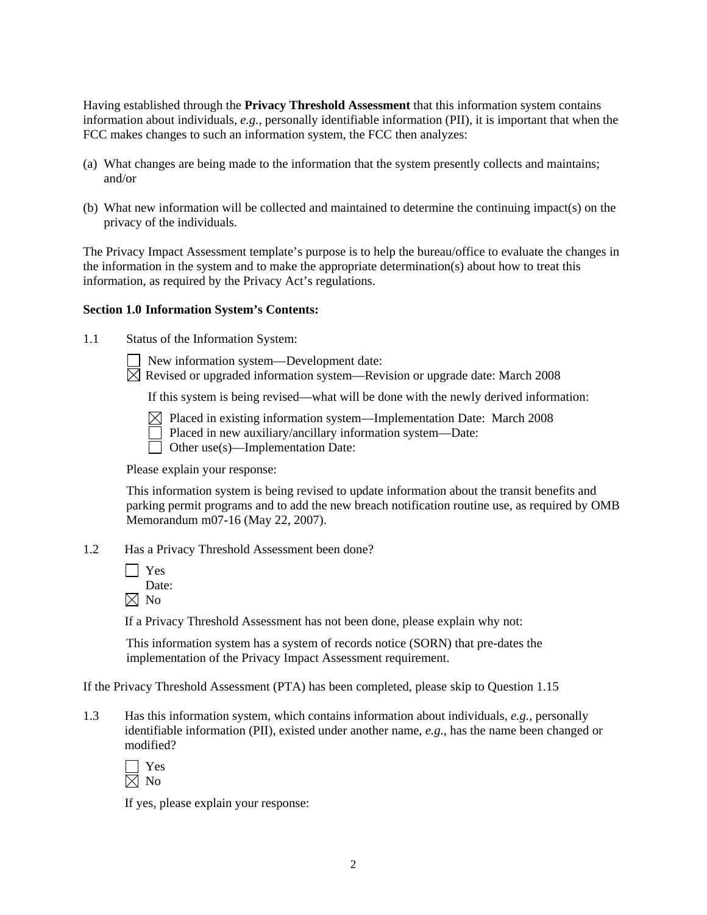Having established through the **Privacy Threshold Assessment** that this information system contains information about individuals, *e.g.*, personally identifiable information (PII), it is important that when the FCC makes changes to such an information system, the FCC then analyzes:

(a) What changes are being made to the information that the system presently collects and maintains; and/or

(b) What new information will be collected and maintained to determine the continuing impact(s) on the privacy of the individuals.

The Privacy Impact Assessment template's purpose is to help the bureau/office to evaluate the changes in the information in the system and to make the appropriate determination(s) about how to treat this information, as required by the Privacy Act's regulations.

**Section 1.0 Information System's Contents:**

1.1 Status of the Information System:

☐ New information system—Development date:
☒ Revised or upgraded information system—Revision or upgrade date: March 2008

If this system is being revised—what will be done with the newly derived information:

☒ Placed in existing information system—Implementation Date: March 2008
☐ Placed in new auxiliary/ancillary information system—Date:
☐ Other use(s)—Implementation Date:

Please explain your response:

This information system is being revised to update information about the transit benefits and parking permit programs and to add the new breach notification routine use, as required by OMB Memorandum m07-16 (May 22, 2007).

1.2 Has a Privacy Threshold Assessment been done?

☐ Yes
Date:
☒ No

If a Privacy Threshold Assessment has not been done, please explain why not:

This information system has a system of records notice (SORN) that pre-dates the implementation of the Privacy Impact Assessment requirement.

If the Privacy Threshold Assessment (PTA) has been completed, please skip to Question 1.15

1.3 Has this information system, which contains information about individuals, *e.g.*, personally identifiable information (PII), existed under another name, *e.g.*, has the name been changed or modified?

☐ Yes
☒ No

If yes, please explain your response: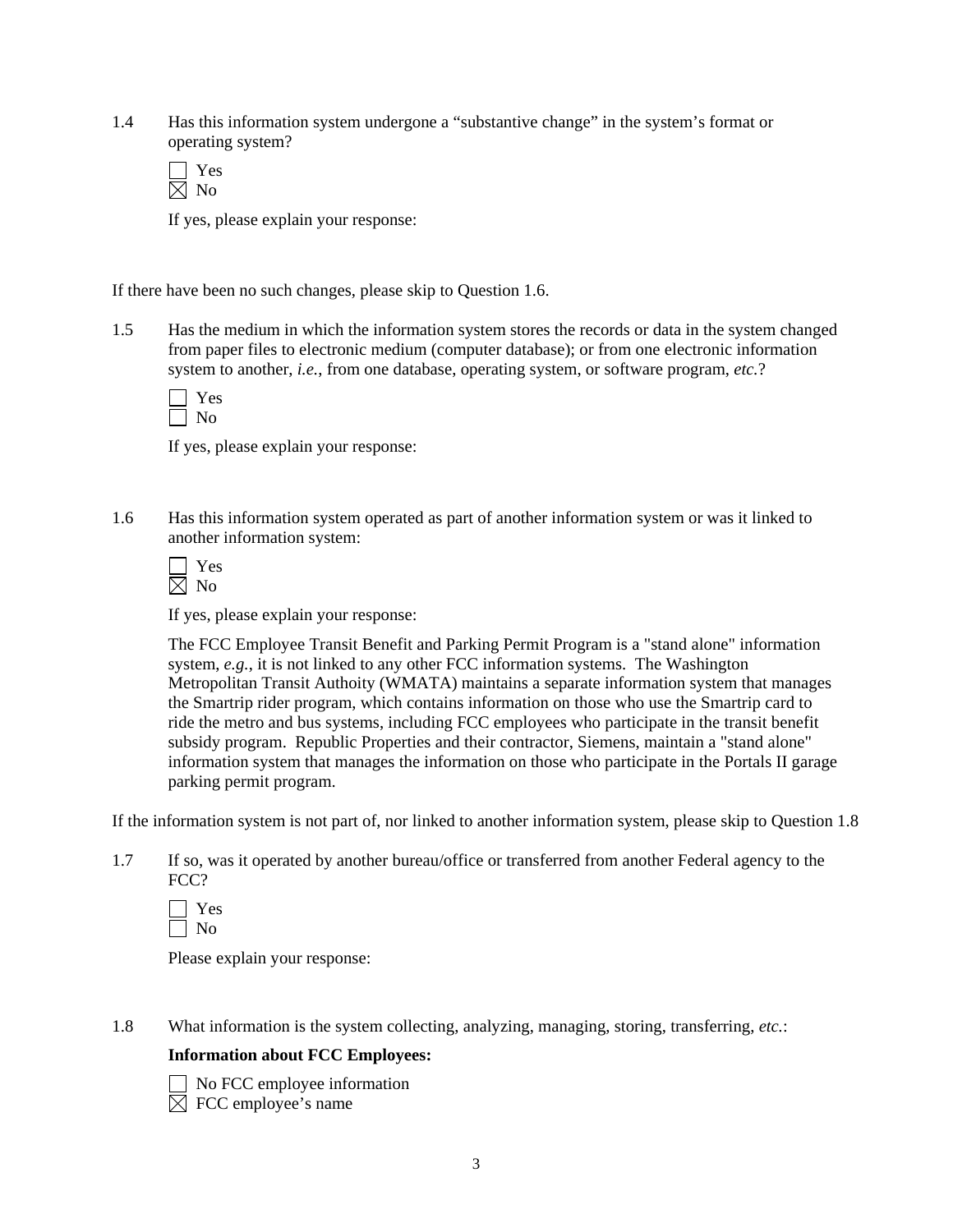1.4 Has this information system undergone a "substantive change" in the system's format or operating system?

☐ Yes
☒ No

If yes, please explain your response:

If there have been no such changes, please skip to Question 1.6.

1.5 Has the medium in which the information system stores the records or data in the system changed from paper files to electronic medium (computer database); or from one electronic information system to another, *i.e.*, from one database, operating system, or software program, *etc.*?

☐ Yes
☐ No

If yes, please explain your response:

1.6 Has this information system operated as part of another information system or was it linked to another information system:

☐ Yes
☒ No

If yes, please explain your response:

The FCC Employee Transit Benefit and Parking Permit Program is a "stand alone" information system, *e.g.*, it is not linked to any other FCC information systems. The Washington Metropolitan Transit Authoity (WMATA) maintains a separate information system that manages the Smartrip rider program, which contains information on those who use the Smartrip card to ride the metro and bus systems, including FCC employees who participate in the transit benefit subsidy program. Republic Properties and their contractor, Siemens, maintain a "stand alone" information system that manages the information on those who participate in the Portals II garage parking permit program.

If the information system is not part of, nor linked to another information system, please skip to Question 1.8

1.7 If so, was it operated by another bureau/office or transferred from another Federal agency to the FCC?

☐ Yes
☐ No

Please explain your response:

1.8 What information is the system collecting, analyzing, managing, storing, transferring, *etc.*:

**Information about FCC Employees:**

☐ No FCC employee information
☒ FCC employee's name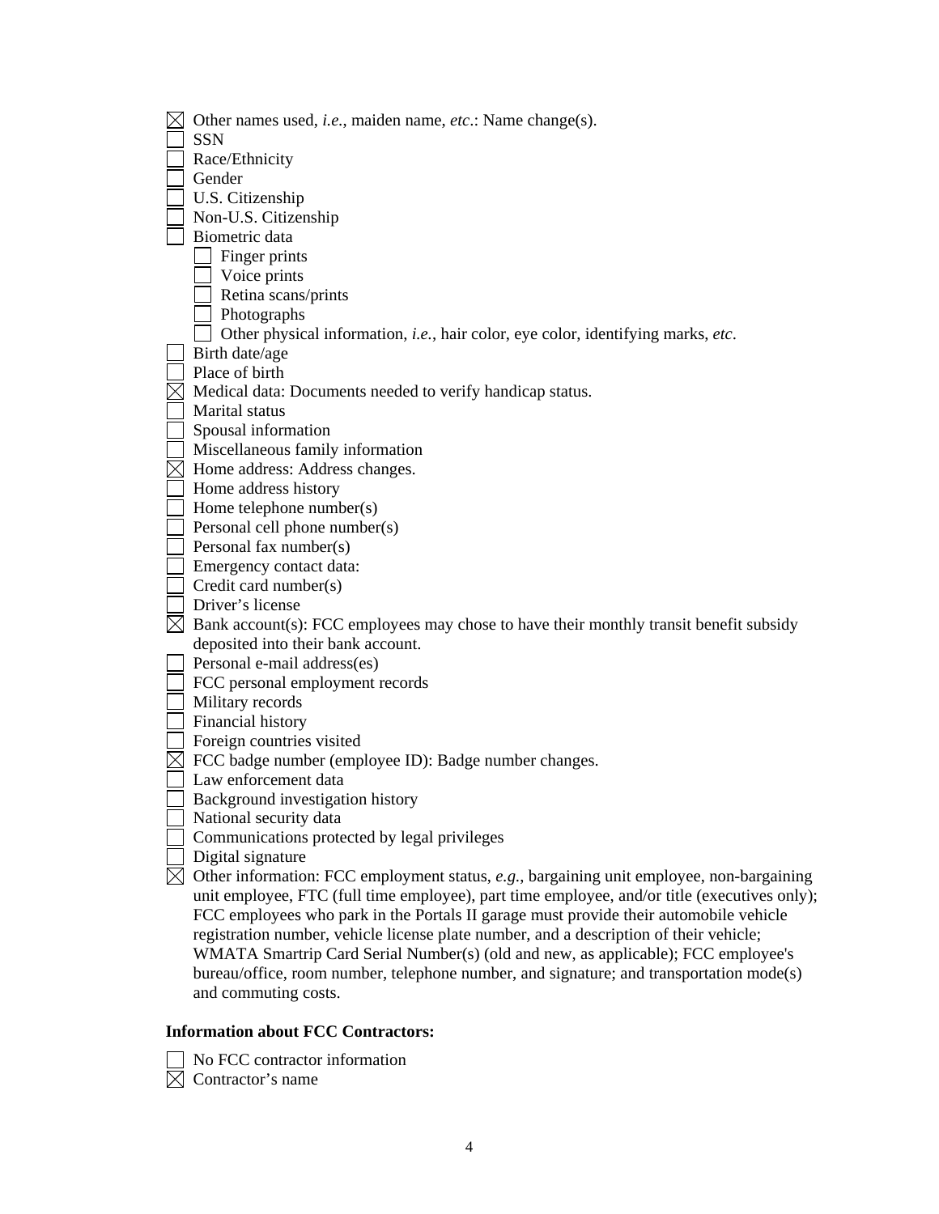- [x] Other names used, *i.e.*, maiden name, *etc*.: Name change(s).
- [ ] SSN
- [ ] Race/Ethnicity
- [ ] Gender
- [ ] U.S. Citizenship
- [ ] Non-U.S. Citizenship
- [ ] Biometric data
    - [ ] Finger prints
    - [ ] Voice prints
    - [ ] Retina scans/prints
    - [ ] Photographs
    - [ ] Other physical information, *i.e.*, hair color, eye color, identifying marks, *etc*.
- [ ] Birth date/age
- [ ] Place of birth
- [x] Medical data: Documents needed to verify handicap status.
- [ ] Marital status
- [ ] Spousal information
- [ ] Miscellaneous family information
- [x] Home address: Address changes.
- [ ] Home address history
- [ ] Home telephone number(s)
- [ ] Personal cell phone number(s)
- [ ] Personal fax number(s)
- [ ] Emergency contact data:
- [ ] Credit card number(s)
- [ ] Driver's license
- [x] Bank account(s): FCC employees may chose to have their monthly transit benefit subsidy deposited into their bank account.
- [ ] Personal e-mail address(es)
- [ ] FCC personal employment records
- [ ] Military records
- [ ] Financial history
- [ ] Foreign countries visited
- [x] FCC badge number (employee ID): Badge number changes.
- [ ] Law enforcement data
- [ ] Background investigation history
- [ ] National security data
- [ ] Communications protected by legal privileges
- [ ] Digital signature
- [x] Other information: FCC employment status, *e.g.*, bargaining unit employee, non-bargaining unit employee, FTC (full time employee), part time employee, and/or title (executives only); FCC employees who park in the Portals II garage must provide their automobile vehicle registration number, vehicle license plate number, and a description of their vehicle; WMATA Smartrip Card Serial Number(s) (old and new, as applicable); FCC employee's bureau/office, room number, telephone number, and signature; and transportation mode(s) and commuting costs.

**Information about FCC Contractors:**

- [ ] No FCC contractor information
- [x] Contractor's name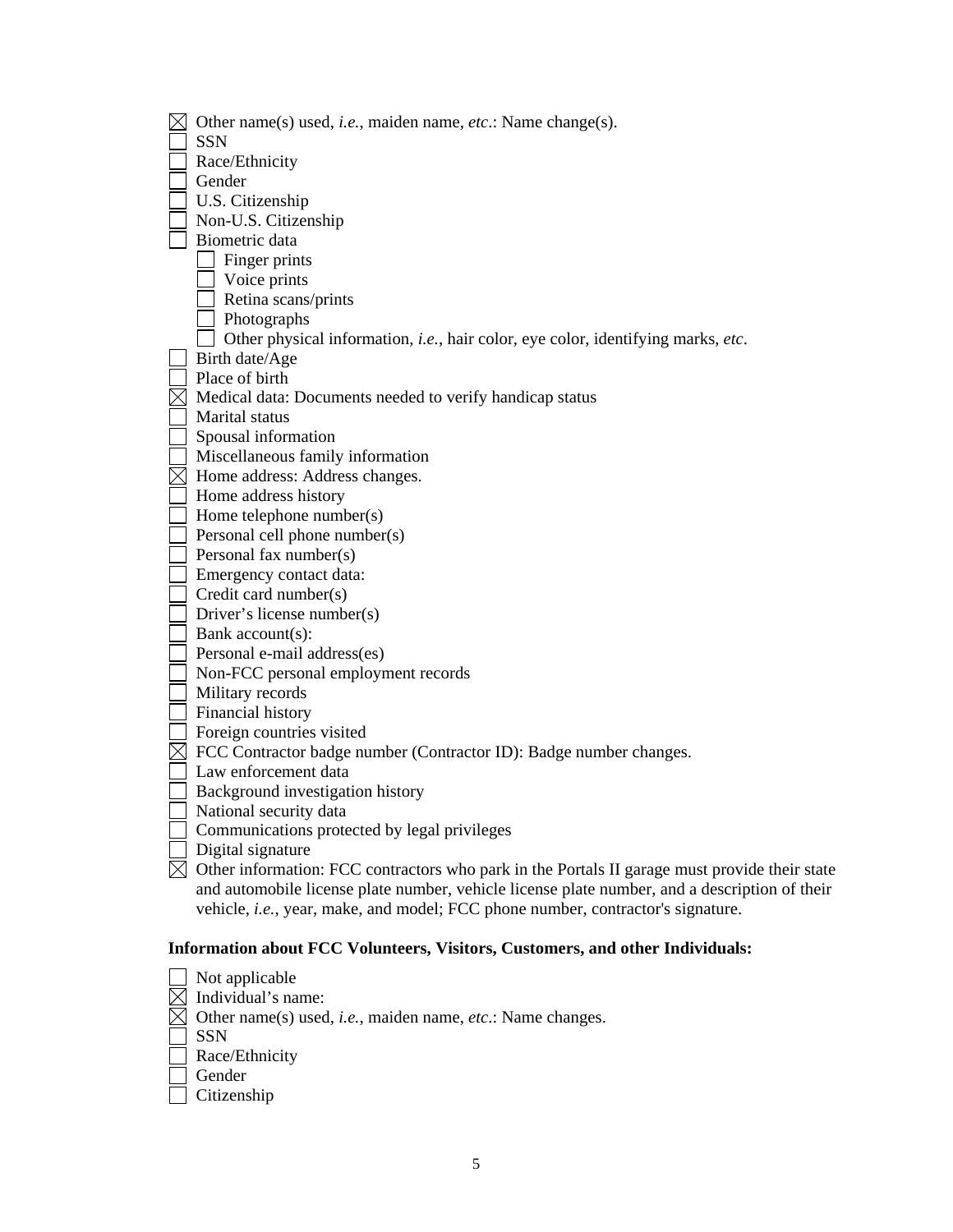- [x] Other name(s) used, *i.e.*, maiden name, *etc*.: Name change(s).
- [ ] SSN
- [ ] Race/Ethnicity
- [ ] Gender
- [ ] U.S. Citizenship
- [ ] Non-U.S. Citizenship
- [ ] Biometric data
  - [ ] Finger prints
  - [ ] Voice prints
  - [ ] Retina scans/prints
  - [ ] Photographs
  - [ ] Other physical information, *i.e.*, hair color, eye color, identifying marks, *etc*.
- [ ] Birth date/Age
- [ ] Place of birth
- [x] Medical data: Documents needed to verify handicap status
- [ ] Marital status
- [ ] Spousal information
- [ ] Miscellaneous family information
- [x] Home address: Address changes.
- [ ] Home address history
- [ ] Home telephone number(s)
- [ ] Personal cell phone number(s)
- [ ] Personal fax number(s)
- [ ] Emergency contact data:
- [ ] Credit card number(s)
- [ ] Driver's license number(s)
- [ ] Bank account(s):
- [ ] Personal e-mail address(es)
- [ ] Non-FCC personal employment records
- [ ] Military records
- [ ] Financial history
- [ ] Foreign countries visited
- [x] FCC Contractor badge number (Contractor ID): Badge number changes.
- [ ] Law enforcement data
- [ ] Background investigation history
- [ ] National security data
- [ ] Communications protected by legal privileges
- [ ] Digital signature
- [x] Other information: FCC contractors who park in the Portals II garage must provide their state and automobile license plate number, vehicle license plate number, and a description of their vehicle, *i.e.*, year, make, and model; FCC phone number, contractor's signature.

**Information about FCC Volunteers, Visitors, Customers, and other Individuals:**

- [ ] Not applicable
- [x] Individual's name:
- [x] Other name(s) used, *i.e.*, maiden name, *etc*.: Name changes.
- [ ] SSN
- [ ] Race/Ethnicity
- [ ] Gender
- [ ] Citizenship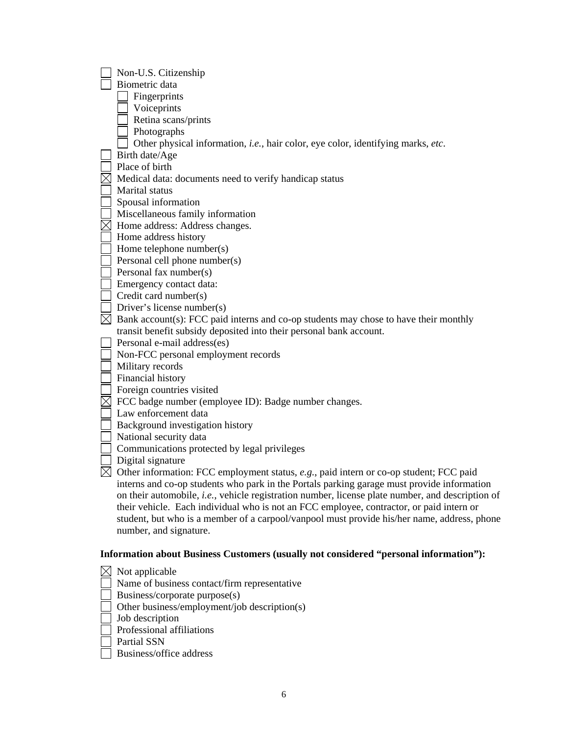- ☐ Non-U.S. Citizenship
- ☐ Biometric data
  - ☐ Fingerprints
  - ☐ Voiceprints
  - ☐ Retina scans/prints
  - ☐ Photographs
  - ☐ Other physical information, *i.e.*, hair color, eye color, identifying marks, *etc*.
- ☐ Birth date/Age
- ☐ Place of birth
- ☒ Medical data: documents need to verify handicap status
- ☐ Marital status
- ☐ Spousal information
- ☐ Miscellaneous family information
- ☒ Home address: Address changes.
- ☐ Home address history
- ☐ Home telephone number(s)
- ☐ Personal cell phone number(s)
- ☐ Personal fax number(s)
- ☐ Emergency contact data:
- ☐ Credit card number(s)
- ☐ Driver's license number(s)
- ☒ Bank account(s): FCC paid interns and co-op students may chose to have their monthly transit benefit subsidy deposited into their personal bank account.
- ☐ Personal e-mail address(es)
- ☐ Non-FCC personal employment records
- ☐ Military records
- ☐ Financial history
- ☐ Foreign countries visited
- ☒ FCC badge number (employee ID): Badge number changes.
- ☐ Law enforcement data
- ☐ Background investigation history
- ☐ National security data
- ☐ Communications protected by legal privileges
- ☐ Digital signature
- ☒ Other information: FCC employment status, *e.g.*, paid intern or co-op student; FCC paid interns and co-op students who park in the Portals parking garage must provide information on their automobile, *i.e.*, vehicle registration number, license plate number, and description of their vehicle. Each individual who is not an FCC employee, contractor, or paid intern or student, but who is a member of a carpool/vanpool must provide his/her name, address, phone number, and signature.

**Information about Business Customers (usually not considered "personal information"):**

- ☒ Not applicable
- ☐ Name of business contact/firm representative
- ☐ Business/corporate purpose(s)
- ☐ Other business/employment/job description(s)
- ☐ Job description
- ☐ Professional affiliations
- ☐ Partial SSN
- ☐ Business/office address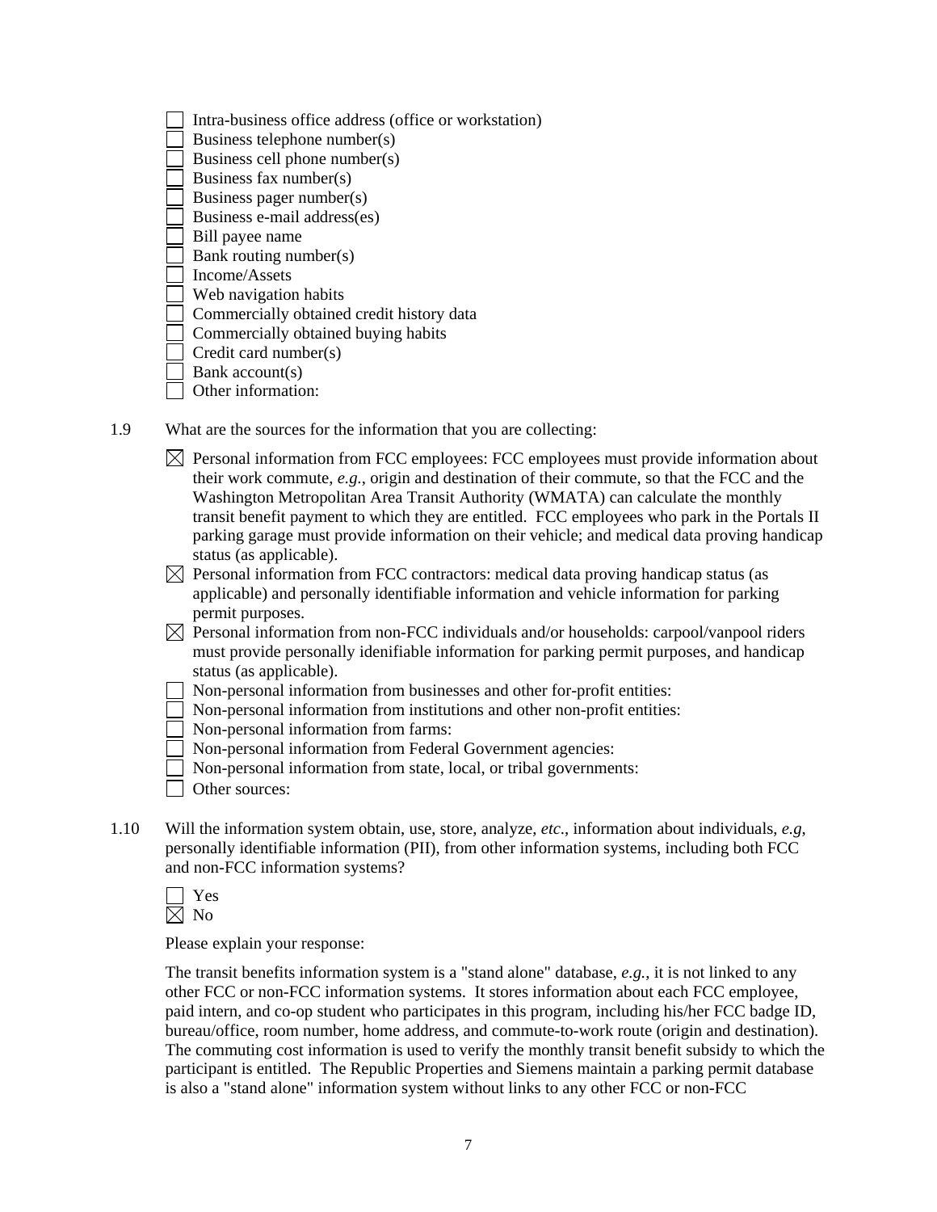- [ ] Intra-business office address (office or workstation)
- [ ] Business telephone number(s)
- [ ] Business cell phone number(s)
- [ ] Business fax number(s)
- [ ] Business pager number(s)
- [ ] Business e-mail address(es)
- [ ] Bill payee name
- [ ] Bank routing number(s)
- [ ] Income/Assets
- [ ] Web navigation habits
- [ ] Commercially obtained credit history data
- [ ] Commercially obtained buying habits
- [ ] Credit card number(s)
- [ ] Bank account(s)
- [ ] Other information:

1.9 What are the sources for the information that you are collecting:

- [x] Personal information from FCC employees: FCC employees must provide information about their work commute, *e.g.*, origin and destination of their commute, so that the FCC and the Washington Metropolitan Area Transit Authority (WMATA) can calculate the monthly transit benefit payment to which they are entitled. FCC employees who park in the Portals II parking garage must provide information on their vehicle; and medical data proving handicap status (as applicable).
- [x] Personal information from FCC contractors: medical data proving handicap status (as applicable) and personally identifiable information and vehicle information for parking permit purposes.
- [x] Personal information from non-FCC individuals and/or households: carpool/vanpool riders must provide personally idenifiable information for parking permit purposes, and handicap status (as applicable).
- [ ] Non-personal information from businesses and other for-profit entities:
- [ ] Non-personal information from institutions and other non-profit entities:
- [ ] Non-personal information from farms:
- [ ] Non-personal information from Federal Government agencies:
- [ ] Non-personal information from state, local, or tribal governments:
- [ ] Other sources:

1.10 Will the information system obtain, use, store, analyze, *etc*., information about individuals, *e.g*, personally identifiable information (PII), from other information systems, including both FCC and non-FCC information systems?

- [ ] Yes
- [x] No

Please explain your response:

The transit benefits information system is a "stand alone" database, *e.g.*, it is not linked to any other FCC or non-FCC information systems. It stores information about each FCC employee, paid intern, and co-op student who participates in this program, including his/her FCC badge ID, bureau/office, room number, home address, and commute-to-work route (origin and destination). The commuting cost information is used to verify the monthly transit benefit subsidy to which the participant is entitled. The Republic Properties and Siemens maintain a parking permit database is also a "stand alone" information system without links to any other FCC or non-FCC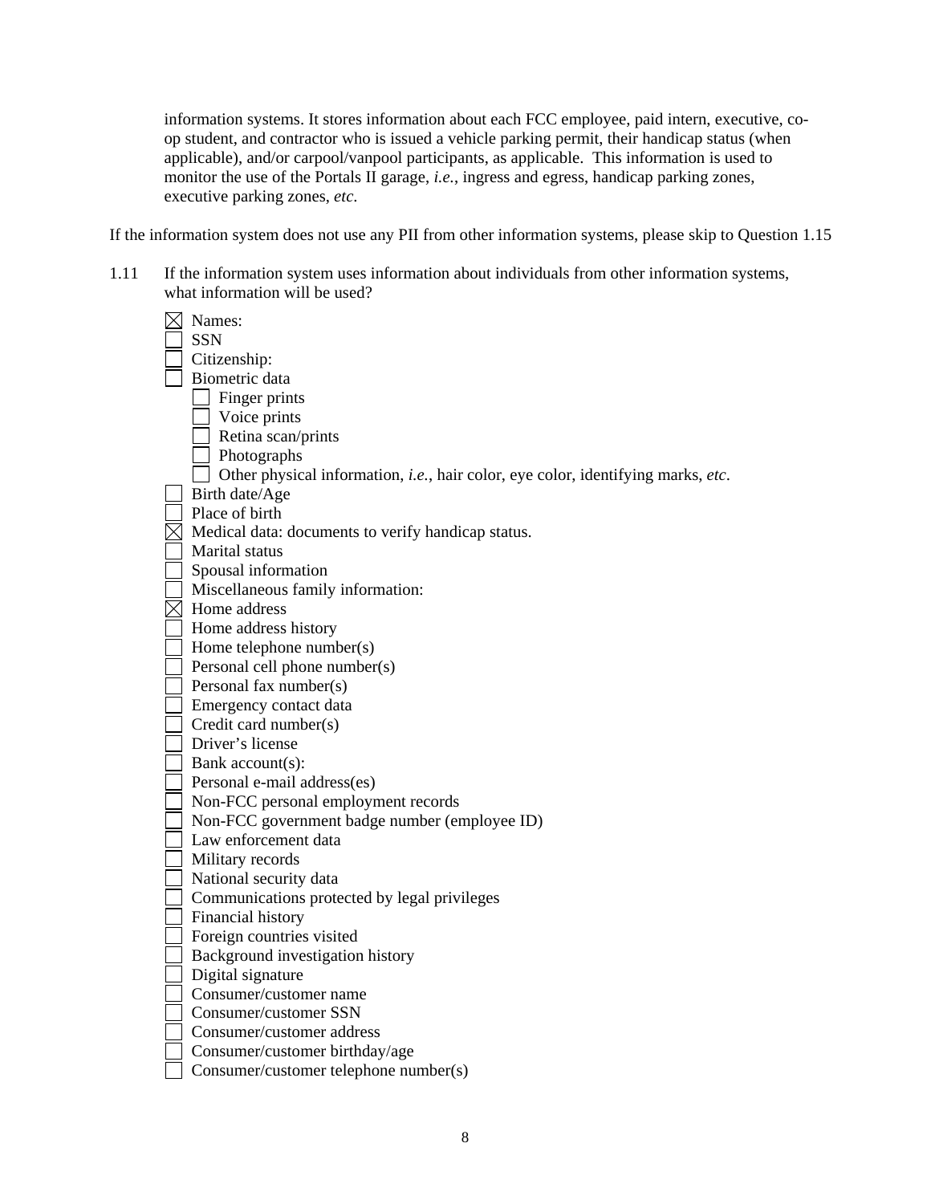information systems. It stores information about each FCC employee, paid intern, executive, co-op student, and contractor who is issued a vehicle parking permit, their handicap status (when applicable), and/or carpool/vanpool participants, as applicable. This information is used to monitor the use of the Portals II garage, *i.e.*, ingress and egress, handicap parking zones, executive parking zones, *etc*.

If the information system does not use any PII from other information systems, please skip to Question 1.15

1.11 If the information system uses information about individuals from other information systems, what information will be used?

- ☒ Names:
- ☐ SSN
- ☐ Citizenship:
- ☐ Biometric data
  - ☐ Finger prints
  - ☐ Voice prints
  - ☐ Retina scan/prints
  - ☐ Photographs
  - ☐ Other physical information, *i.e.*, hair color, eye color, identifying marks, *etc*.
- ☐ Birth date/Age
- ☐ Place of birth
- ☒ Medical data: documents to verify handicap status.
- ☐ Marital status
- ☐ Spousal information
- ☐ Miscellaneous family information:
- ☒ Home address
- ☐ Home address history
- ☐ Home telephone number(s)
- ☐ Personal cell phone number(s)
- ☐ Personal fax number(s)
- ☐ Emergency contact data
- ☐ Credit card number(s)
- ☐ Driver's license
- ☐ Bank account(s):
- ☐ Personal e-mail address(es)
- ☐ Non-FCC personal employment records
- ☐ Non-FCC government badge number (employee ID)
- ☐ Law enforcement data
- ☐ Military records
- ☐ National security data
- ☐ Communications protected by legal privileges
- ☐ Financial history
- ☐ Foreign countries visited
- ☐ Background investigation history
- ☐ Digital signature
- ☐ Consumer/customer name
- ☐ Consumer/customer SSN
- ☐ Consumer/customer address
- ☐ Consumer/customer birthday/age
- ☐ Consumer/customer telephone number(s)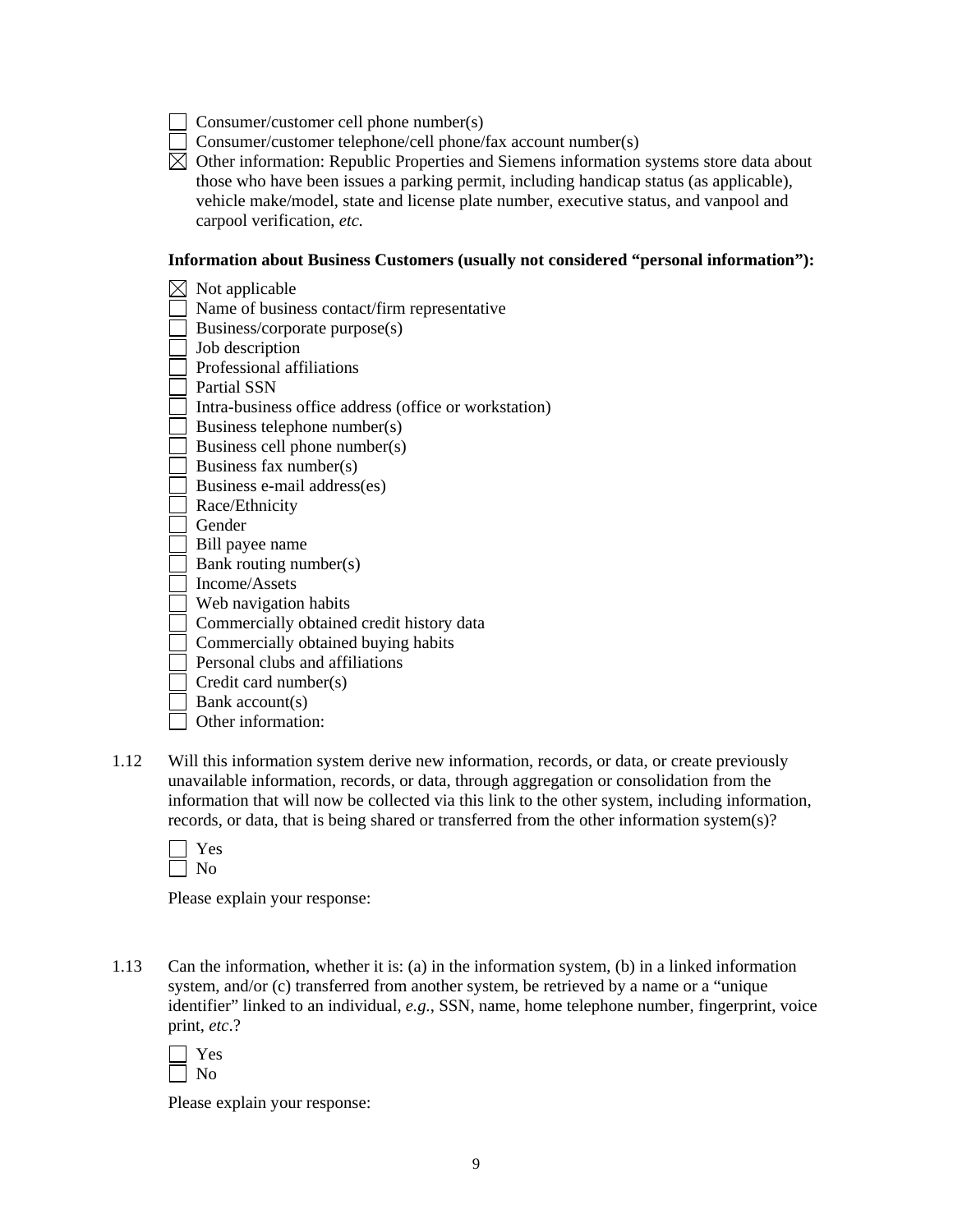- ☐ Consumer/customer cell phone number(s)
- ☐ Consumer/customer telephone/cell phone/fax account number(s)
- ☒ Other information: Republic Properties and Siemens information systems store data about those who have been issues a parking permit, including handicap status (as applicable), vehicle make/model, state and license plate number, executive status, and vanpool and carpool verification, *etc.*

**Information about Business Customers (usually not considered "personal information"):**

- ☒ Not applicable
- ☐ Name of business contact/firm representative
- ☐ Business/corporate purpose(s)
- ☐ Job description
- ☐ Professional affiliations
- ☐ Partial SSN
- ☐ Intra-business office address (office or workstation)
- ☐ Business telephone number(s)
- ☐ Business cell phone number(s)
- ☐ Business fax number(s)
- ☐ Business e-mail address(es)
- ☐ Race/Ethnicity
- ☐ Gender
- ☐ Bill payee name
- ☐ Bank routing number(s)
- ☐ Income/Assets
- ☐ Web navigation habits
- ☐ Commercially obtained credit history data
- ☐ Commercially obtained buying habits
- ☐ Personal clubs and affiliations
- ☐ Credit card number(s)
- ☐ Bank account(s)
- ☐ Other information:

1.12 Will this information system derive new information, records, or data, or create previously unavailable information, records, or data, through aggregation or consolidation from the information that will now be collected via this link to the other system, including information, records, or data, that is being shared or transferred from the other information system(s)?

- ☐ Yes
- ☐ No

Please explain your response:

1.13 Can the information, whether it is: (a) in the information system, (b) in a linked information system, and/or (c) transferred from another system, be retrieved by a name or a "unique identifier" linked to an individual, *e.g.*, SSN, name, home telephone number, fingerprint, voice print, *etc*.?

- ☐ Yes
- ☐ No

Please explain your response: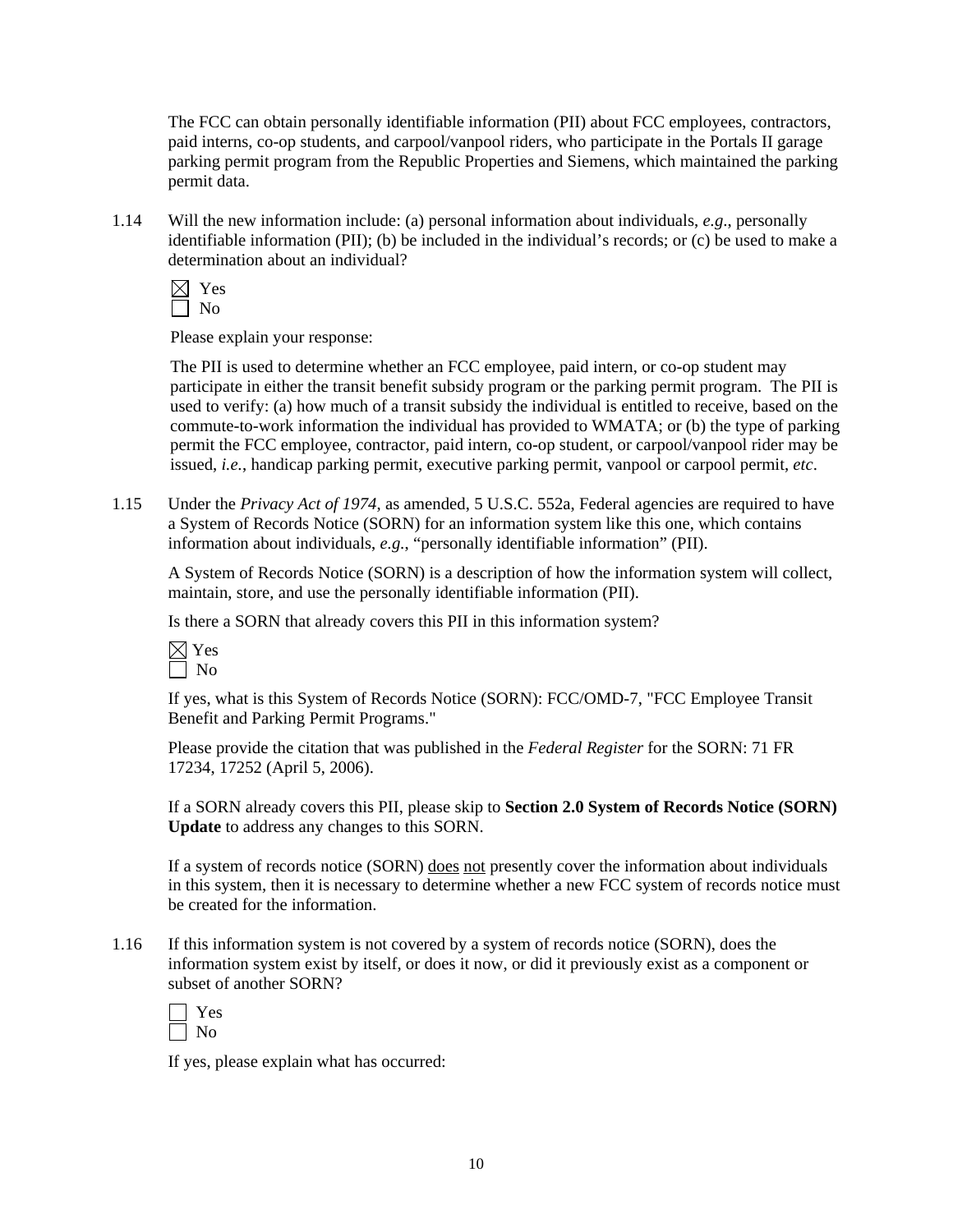The FCC can obtain personally identifiable information (PII) about FCC employees, contractors, paid interns, co-op students, and carpool/vanpool riders, who participate in the Portals II garage parking permit program from the Republic Properties and Siemens, which maintained the parking permit data.

1.14 Will the new information include: (a) personal information about individuals, *e.g*., personally identifiable information (PII); (b) be included in the individual's records; or (c) be used to make a determination about an individual?

☒ Yes
☐ No

Please explain your response:

The PII is used to determine whether an FCC employee, paid intern, or co-op student may participate in either the transit benefit subsidy program or the parking permit program. The PII is used to verify: (a) how much of a transit subsidy the individual is entitled to receive, based on the commute-to-work information the individual has provided to WMATA; or (b) the type of parking permit the FCC employee, contractor, paid intern, co-op student, or carpool/vanpool rider may be issued, *i.e.*, handicap parking permit, executive parking permit, vanpool or carpool permit, *etc*.

1.15 Under the *Privacy Act of 1974*, as amended, 5 U.S.C. 552a, Federal agencies are required to have a System of Records Notice (SORN) for an information system like this one, which contains information about individuals, *e.g.*, "personally identifiable information" (PII).

A System of Records Notice (SORN) is a description of how the information system will collect, maintain, store, and use the personally identifiable information (PII).

Is there a SORN that already covers this PII in this information system?

☒ Yes
☐ No

If yes, what is this System of Records Notice (SORN): FCC/OMD-7, "FCC Employee Transit Benefit and Parking Permit Programs."

Please provide the citation that was published in the *Federal Register* for the SORN: 71 FR 17234, 17252 (April 5, 2006).

If a SORN already covers this PII, please skip to **Section 2.0 System of Records Notice (SORN) Update** to address any changes to this SORN.

If a system of records notice (SORN) does not presently cover the information about individuals in this system, then it is necessary to determine whether a new FCC system of records notice must be created for the information.

1.16 If this information system is not covered by a system of records notice (SORN), does the information system exist by itself, or does it now, or did it previously exist as a component or subset of another SORN?

☐ Yes
☐ No

If yes, please explain what has occurred: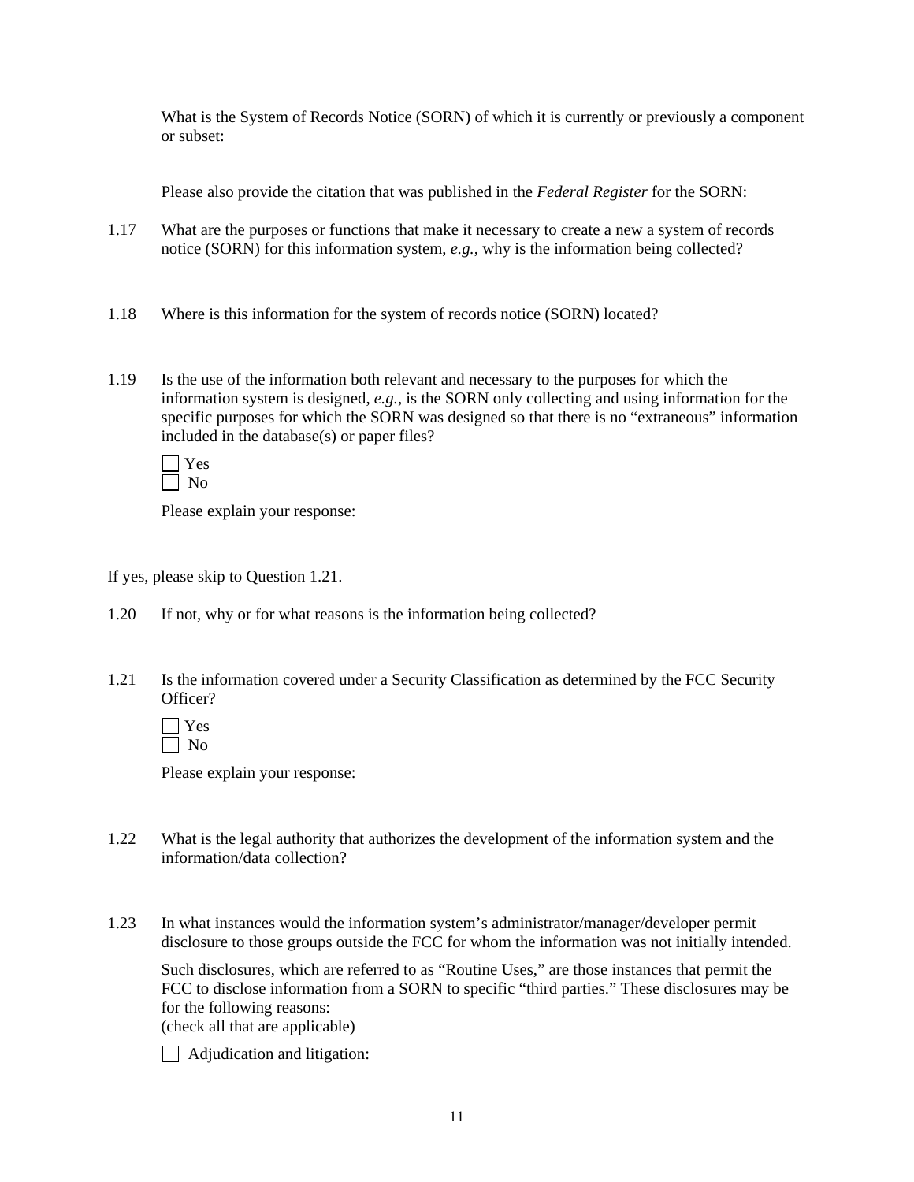What is the System of Records Notice (SORN) of which it is currently or previously a component or subset:

Please also provide the citation that was published in the *Federal Register* for the SORN:

1.17 What are the purposes or functions that make it necessary to create a new a system of records notice (SORN) for this information system, *e.g.*, why is the information being collected?

1.18 Where is this information for the system of records notice (SORN) located?

1.19 Is the use of the information both relevant and necessary to the purposes for which the information system is designed, *e.g.*, is the SORN only collecting and using information for the specific purposes for which the SORN was designed so that there is no "extraneous" information included in the database(s) or paper files?

☐ Yes
☐ No

Please explain your response:

If yes, please skip to Question 1.21.

1.20 If not, why or for what reasons is the information being collected?

1.21 Is the information covered under a Security Classification as determined by the FCC Security Officer?

☐ Yes
☐ No

Please explain your response:

1.22 What is the legal authority that authorizes the development of the information system and the information/data collection?

1.23 In what instances would the information system's administrator/manager/developer permit disclosure to those groups outside the FCC for whom the information was not initially intended.

Such disclosures, which are referred to as "Routine Uses," are those instances that permit the FCC to disclose information from a SORN to specific "third parties." These disclosures may be for the following reasons:
(check all that are applicable)

☐ Adjudication and litigation: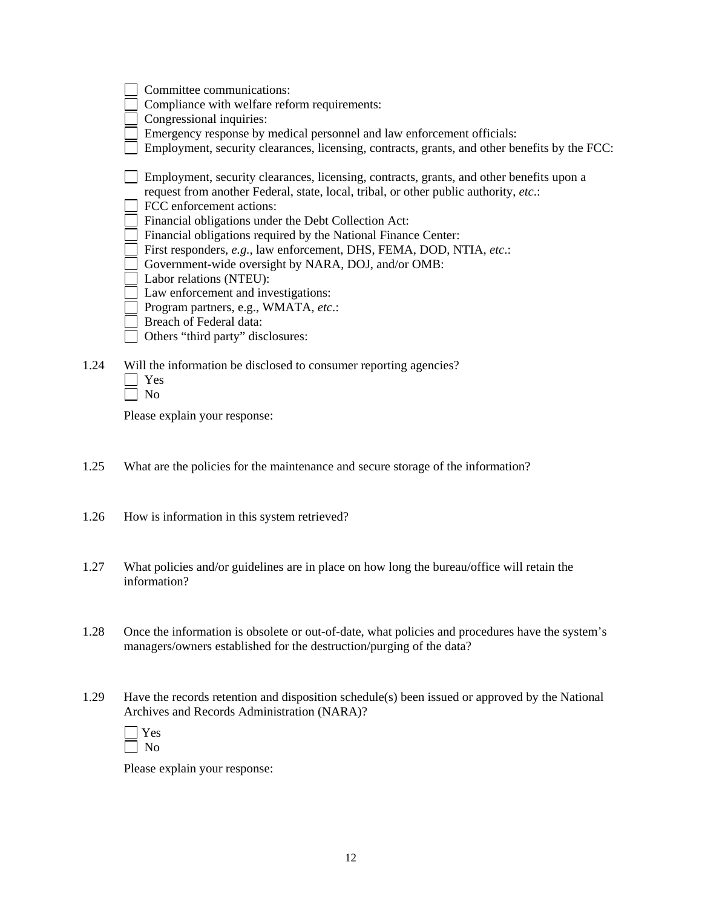- ☐ Committee communications:
- ☐ Compliance with welfare reform requirements:
- ☐ Congressional inquiries:
- ☐ Emergency response by medical personnel and law enforcement officials:
- ☐ Employment, security clearances, licensing, contracts, grants, and other benefits by the FCC:
- ☐ Employment, security clearances, licensing, contracts, grants, and other benefits upon a request from another Federal, state, local, tribal, or other public authority, *etc*.:
- ☐ FCC enforcement actions:
- ☐ Financial obligations under the Debt Collection Act:
- ☐ Financial obligations required by the National Finance Center:
- ☐ First responders, *e.g.*, law enforcement, DHS, FEMA, DOD, NTIA, *etc*.:
- ☐ Government-wide oversight by NARA, DOJ, and/or OMB:
- ☐ Labor relations (NTEU):
- ☐ Law enforcement and investigations:
- ☐ Program partners, e.g., WMATA, *etc*.:
- ☐ Breach of Federal data:
- ☐ Others "third party" disclosures:

1.24 Will the information be disclosed to consumer reporting agencies?

- ☐ Yes
- ☐ No

Please explain your response:

1.25 What are the policies for the maintenance and secure storage of the information?

1.26 How is information in this system retrieved?

1.27 What policies and/or guidelines are in place on how long the bureau/office will retain the information?

1.28 Once the information is obsolete or out-of-date, what policies and procedures have the system's managers/owners established for the destruction/purging of the data?

1.29 Have the records retention and disposition schedule(s) been issued or approved by the National Archives and Records Administration (NARA)?

- ☐ Yes
- ☐ No

Please explain your response: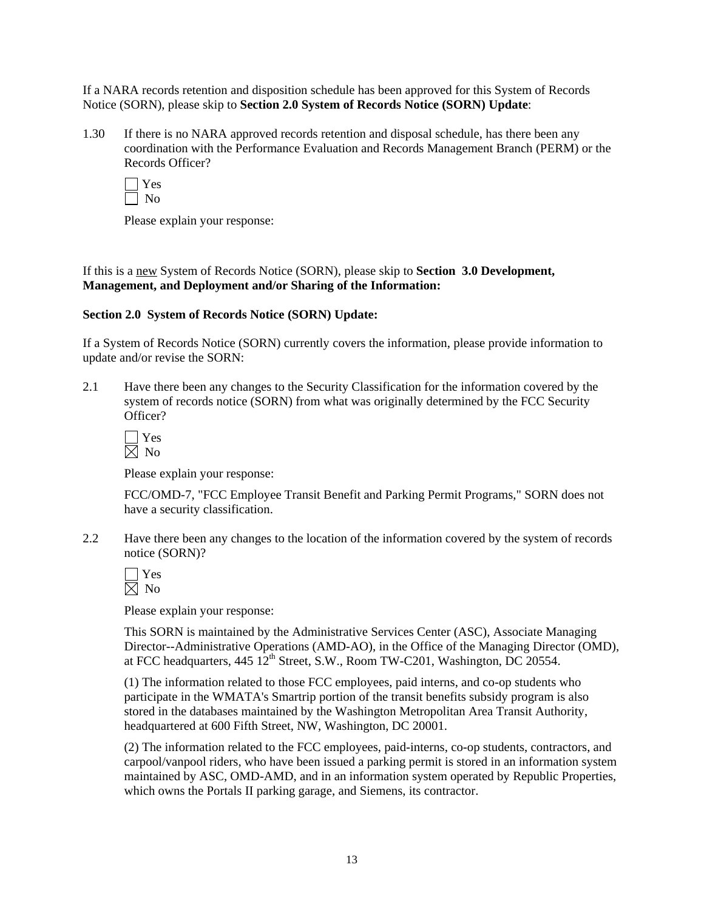If a NARA records retention and disposition schedule has been approved for this System of Records Notice (SORN), please skip to **Section 2.0 System of Records Notice (SORN) Update**:

1.30 If there is no NARA approved records retention and disposal schedule, has there been any coordination with the Performance Evaluation and Records Management Branch (PERM) or the Records Officer?

☐ Yes
☐ No

Please explain your response:

If this is a new System of Records Notice (SORN), please skip to **Section 3.0 Development, Management, and Deployment and/or Sharing of the Information:**

**Section 2.0 System of Records Notice (SORN) Update:**

If a System of Records Notice (SORN) currently covers the information, please provide information to update and/or revise the SORN:

2.1 Have there been any changes to the Security Classification for the information covered by the system of records notice (SORN) from what was originally determined by the FCC Security Officer?

☐ Yes
☒ No

Please explain your response:

FCC/OMD-7, "FCC Employee Transit Benefit and Parking Permit Programs," SORN does not have a security classification.

2.2 Have there been any changes to the location of the information covered by the system of records notice (SORN)?

☐ Yes
☒ No

Please explain your response:

This SORN is maintained by the Administrative Services Center (ASC), Associate Managing Director--Administrative Operations (AMD-AO), in the Office of the Managing Director (OMD), at FCC headquarters, 445 12th Street, S.W., Room TW-C201, Washington, DC 20554.

(1) The information related to those FCC employees, paid interns, and co-op students who participate in the WMATA's Smartrip portion of the transit benefits subsidy program is also stored in the databases maintained by the Washington Metropolitan Area Transit Authority, headquartered at 600 Fifth Street, NW, Washington, DC 20001.

(2) The information related to the FCC employees, paid-interns, co-op students, contractors, and carpool/vanpool riders, who have been issued a parking permit is stored in an information system maintained by ASC, OMD-AMD, and in an information system operated by Republic Properties, which owns the Portals II parking garage, and Siemens, its contractor.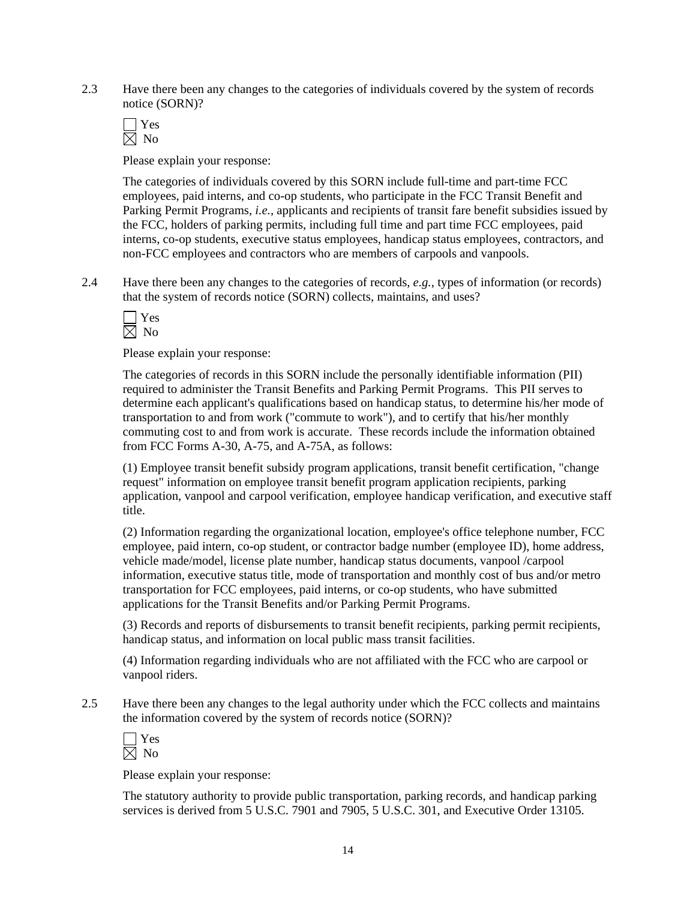2.3 Have there been any changes to the categories of individuals covered by the system of records notice (SORN)?

☐ Yes
☒ No

Please explain your response:

The categories of individuals covered by this SORN include full-time and part-time FCC employees, paid interns, and co-op students, who participate in the FCC Transit Benefit and Parking Permit Programs, *i.e.*, applicants and recipients of transit fare benefit subsidies issued by the FCC, holders of parking permits, including full time and part time FCC employees, paid interns, co-op students, executive status employees, handicap status employees, contractors, and non-FCC employees and contractors who are members of carpools and vanpools.

2.4 Have there been any changes to the categories of records, *e.g.*, types of information (or records) that the system of records notice (SORN) collects, maintains, and uses?

☐ Yes
☒ No

Please explain your response:

The categories of records in this SORN include the personally identifiable information (PII) required to administer the Transit Benefits and Parking Permit Programs. This PII serves to determine each applicant's qualifications based on handicap status, to determine his/her mode of transportation to and from work ("commute to work"), and to certify that his/her monthly commuting cost to and from work is accurate. These records include the information obtained from FCC Forms A-30, A-75, and A-75A, as follows:

(1) Employee transit benefit subsidy program applications, transit benefit certification, "change request" information on employee transit benefit program application recipients, parking application, vanpool and carpool verification, employee handicap verification, and executive staff title.

(2) Information regarding the organizational location, employee's office telephone number, FCC employee, paid intern, co-op student, or contractor badge number (employee ID), home address, vehicle made/model, license plate number, handicap status documents, vanpool /carpool information, executive status title, mode of transportation and monthly cost of bus and/or metro transportation for FCC employees, paid interns, or co-op students, who have submitted applications for the Transit Benefits and/or Parking Permit Programs.

(3) Records and reports of disbursements to transit benefit recipients, parking permit recipients, handicap status, and information on local public mass transit facilities.

(4) Information regarding individuals who are not affiliated with the FCC who are carpool or vanpool riders.

2.5 Have there been any changes to the legal authority under which the FCC collects and maintains the information covered by the system of records notice (SORN)?

☐ Yes
☒ No

Please explain your response:

The statutory authority to provide public transportation, parking records, and handicap parking services is derived from 5 U.S.C. 7901 and 7905, 5 U.S.C. 301, and Executive Order 13105.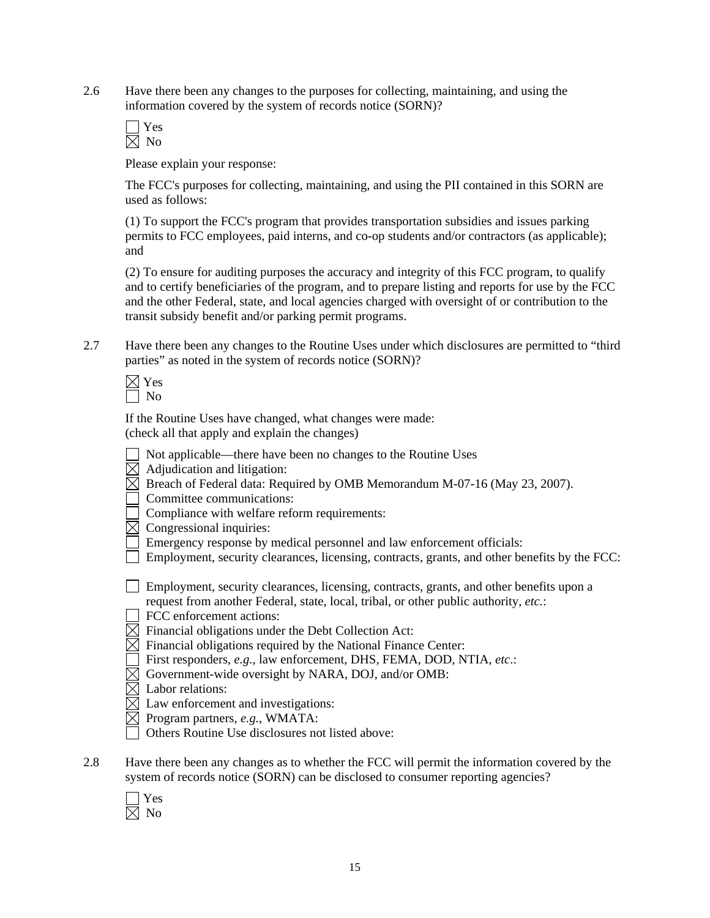2.6 Have there been any changes to the purposes for collecting, maintaining, and using the information covered by the system of records notice (SORN)?

☐ Yes
☒ No

Please explain your response:

The FCC's purposes for collecting, maintaining, and using the PII contained in this SORN are used as follows:

(1) To support the FCC's program that provides transportation subsidies and issues parking permits to FCC employees, paid interns, and co-op students and/or contractors (as applicable); and

(2) To ensure for auditing purposes the accuracy and integrity of this FCC program, to qualify and to certify beneficiaries of the program, and to prepare listing and reports for use by the FCC and the other Federal, state, and local agencies charged with oversight of or contribution to the transit subsidy benefit and/or parking permit programs.

2.7 Have there been any changes to the Routine Uses under which disclosures are permitted to "third parties" as noted in the system of records notice (SORN)?

☒ Yes
☐ No

If the Routine Uses have changed, what changes were made:
(check all that apply and explain the changes)

☐ Not applicable—there have been no changes to the Routine Uses
☒ Adjudication and litigation:
☒ Breach of Federal data: Required by OMB Memorandum M-07-16 (May 23, 2007).
☐ Committee communications:
☐ Compliance with welfare reform requirements:
☒ Congressional inquiries:
☐ Emergency response by medical personnel and law enforcement officials:
☐ Employment, security clearances, licensing, contracts, grants, and other benefits by the FCC:

☐ Employment, security clearances, licensing, contracts, grants, and other benefits upon a request from another Federal, state, local, tribal, or other public authority, *etc.*:
☐ FCC enforcement actions:
☒ Financial obligations under the Debt Collection Act:
☒ Financial obligations required by the National Finance Center:
☐ First responders, *e.g.*, law enforcement, DHS, FEMA, DOD, NTIA, *etc*.:
☒ Government-wide oversight by NARA, DOJ, and/or OMB:
☒ Labor relations:
☒ Law enforcement and investigations:
☒ Program partners, *e.g.*, WMATA:
☐ Others Routine Use disclosures not listed above:

2.8 Have there been any changes as to whether the FCC will permit the information covered by the system of records notice (SORN) can be disclosed to consumer reporting agencies?

☐ Yes
☒ No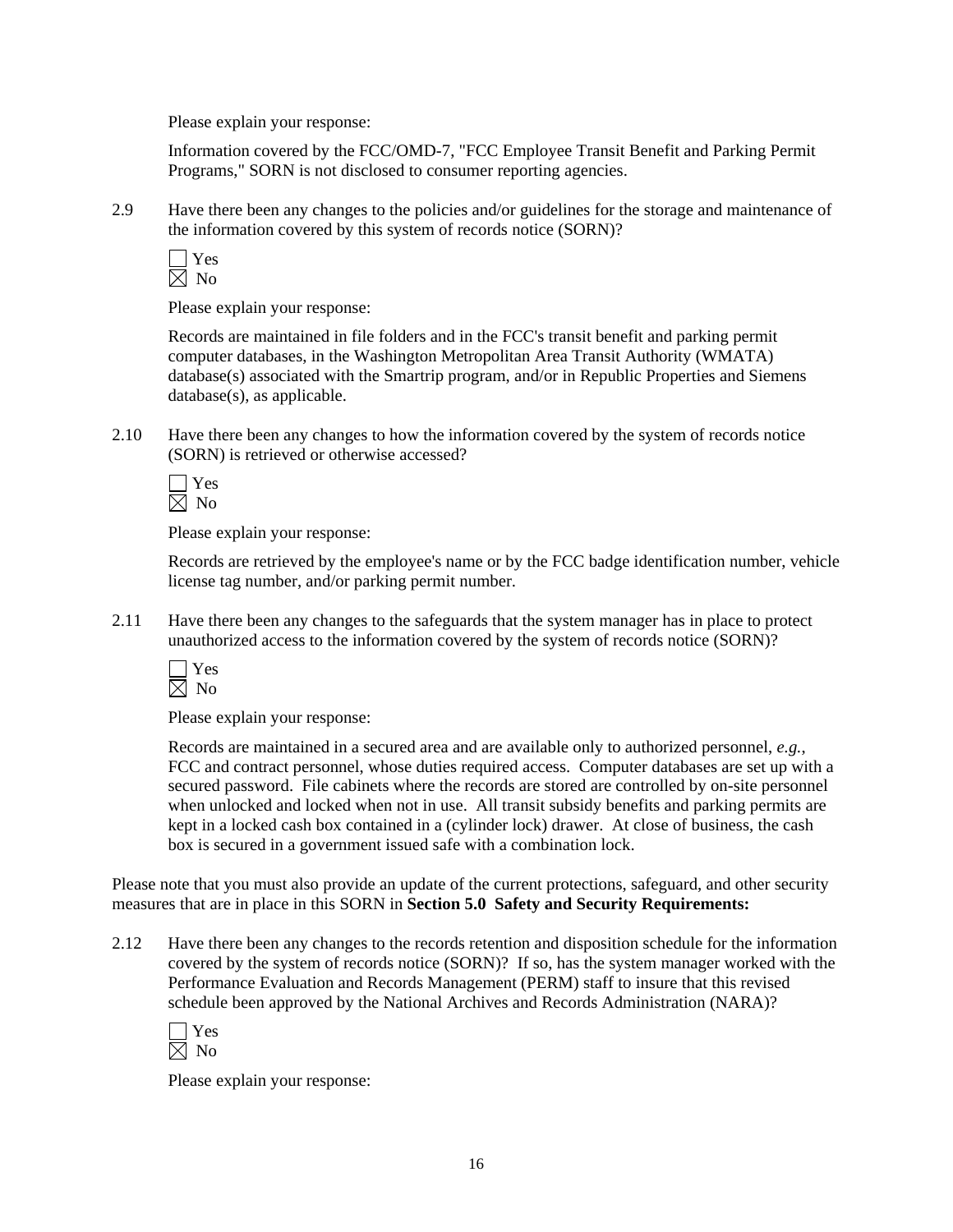Please explain your response:

Information covered by the FCC/OMD-7, "FCC Employee Transit Benefit and Parking Permit Programs," SORN is not disclosed to consumer reporting agencies.

2.9 Have there been any changes to the policies and/or guidelines for the storage and maintenance of the information covered by this system of records notice (SORN)?

☐ Yes
☒ No

Please explain your response:

Records are maintained in file folders and in the FCC's transit benefit and parking permit computer databases, in the Washington Metropolitan Area Transit Authority (WMATA) database(s) associated with the Smartrip program, and/or in Republic Properties and Siemens database(s), as applicable.

2.10 Have there been any changes to how the information covered by the system of records notice (SORN) is retrieved or otherwise accessed?

☐ Yes
☒ No

Please explain your response:

Records are retrieved by the employee's name or by the FCC badge identification number, vehicle license tag number, and/or parking permit number.

2.11 Have there been any changes to the safeguards that the system manager has in place to protect unauthorized access to the information covered by the system of records notice (SORN)?

☐ Yes
☒ No

Please explain your response:

Records are maintained in a secured area and are available only to authorized personnel, *e.g.*, FCC and contract personnel, whose duties required access. Computer databases are set up with a secured password. File cabinets where the records are stored are controlled by on-site personnel when unlocked and locked when not in use. All transit subsidy benefits and parking permits are kept in a locked cash box contained in a (cylinder lock) drawer. At close of business, the cash box is secured in a government issued safe with a combination lock.

Please note that you must also provide an update of the current protections, safeguard, and other security measures that are in place in this SORN in **Section 5.0 Safety and Security Requirements:**

2.12 Have there been any changes to the records retention and disposition schedule for the information covered by the system of records notice (SORN)? If so, has the system manager worked with the Performance Evaluation and Records Management (PERM) staff to insure that this revised schedule been approved by the National Archives and Records Administration (NARA)?

☐ Yes
☒ No

Please explain your response: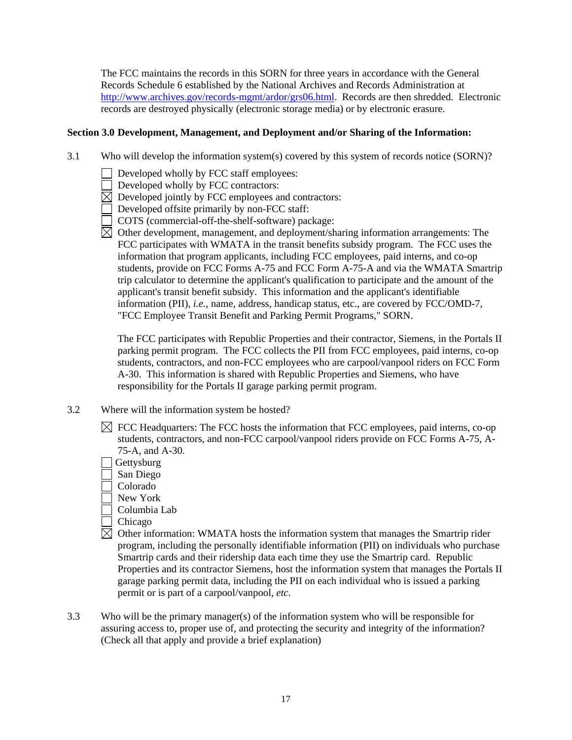The FCC maintains the records in this SORN for three years in accordance with the General Records Schedule 6 established by the National Archives and Records Administration at [http://www.archives.gov/records-mgmt/ardor/grs06.html](http://www.archives.gov/records-mgmt/ardor/grs06.html). Records are then shredded. Electronic records are destroyed physically (electronic storage media) or by electronic erasure.

**Section 3.0 Development, Management, and Deployment and/or Sharing of the Information:**

3.1 Who will develop the information system(s) covered by this system of records notice (SORN)?

- ☐ Developed wholly by FCC staff employees:
- ☐ Developed wholly by FCC contractors:
- ☒ Developed jointly by FCC employees and contractors:
- ☐ Developed offsite primarily by non-FCC staff:
- ☐ COTS (commercial-off-the-shelf-software) package:
- ☒ Other development, management, and deployment/sharing information arrangements: The FCC participates with WMATA in the transit benefits subsidy program. The FCC uses the information that program applicants, including FCC employees, paid interns, and co-op students, provide on FCC Forms A-75 and FCC Form A-75-A and via the WMATA Smartrip trip calculator to determine the applicant's qualification to participate and the amount of the applicant's transit benefit subsidy. This information and the applicant's identifiable information (PII), *i.e.*, name, address, handicap status, etc., are covered by FCC/OMD-7, "FCC Employee Transit Benefit and Parking Permit Programs," SORN.

  The FCC participates with Republic Properties and their contractor, Siemens, in the Portals II parking permit program. The FCC collects the PII from FCC employees, paid interns, co-op students, contractors, and non-FCC employees who are carpool/vanpool riders on FCC Form A-30. This information is shared with Republic Properties and Siemens, who have responsibility for the Portals II garage parking permit program.

3.2 Where will the information system be hosted?

- ☒ FCC Headquarters: The FCC hosts the information that FCC employees, paid interns, co-op students, contractors, and non-FCC carpool/vanpool riders provide on FCC Forms A-75, A-75-A, and A-30.
- ☐ Gettysburg
- ☐ San Diego
- ☐ Colorado
- ☐ New York
- ☐ Columbia Lab
- ☐ Chicago
- ☒ Other information: WMATA hosts the information system that manages the Smartrip rider program, including the personally identifiable information (PII) on individuals who purchase Smartrip cards and their ridership data each time they use the Smartrip card. Republic Properties and its contractor Siemens, host the information system that manages the Portals II garage parking permit data, including the PII on each individual who is issued a parking permit or is part of a carpool/vanpool, *etc*.

3.3 Who will be the primary manager(s) of the information system who will be responsible for assuring access to, proper use of, and protecting the security and integrity of the information? (Check all that apply and provide a brief explanation)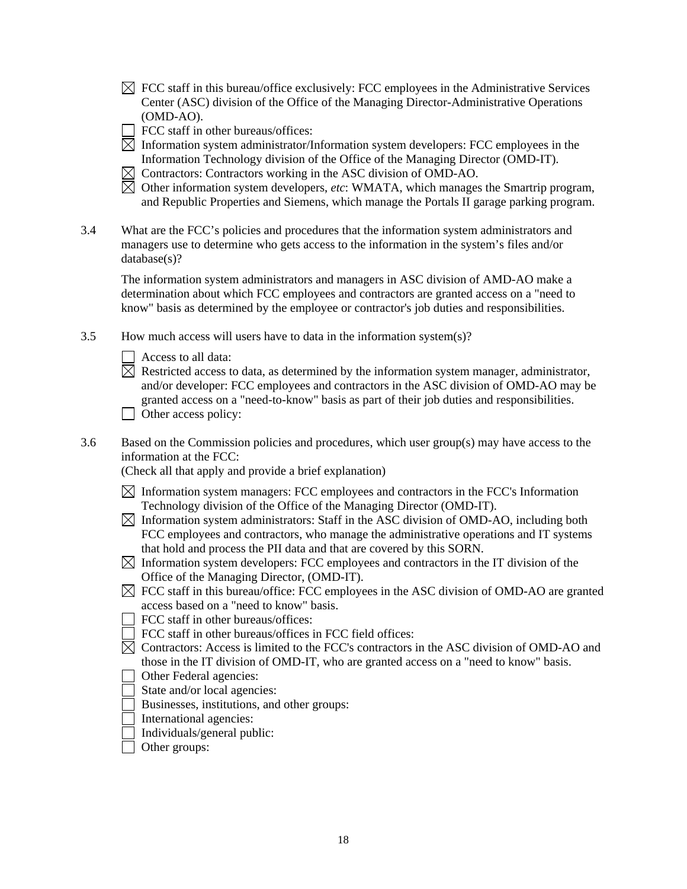- ☒ FCC staff in this bureau/office exclusively: FCC employees in the Administrative Services Center (ASC) division of the Office of the Managing Director-Administrative Operations (OMD-AO).
- ☐ FCC staff in other bureaus/offices:
- ☒ Information system administrator/Information system developers: FCC employees in the Information Technology division of the Office of the Managing Director (OMD-IT).
- ☒ Contractors: Contractors working in the ASC division of OMD-AO.
- ☒ Other information system developers, *etc*: WMATA, which manages the Smartrip program, and Republic Properties and Siemens, which manage the Portals II garage parking program.

3.4 What are the FCC's policies and procedures that the information system administrators and managers use to determine who gets access to the information in the system's files and/or database(s)?

The information system administrators and managers in ASC division of AMD-AO make a determination about which FCC employees and contractors are granted access on a "need to know" basis as determined by the employee or contractor's job duties and responsibilities.

3.5 How much access will users have to data in the information system(s)?

- ☐ Access to all data:
- ☒ Restricted access to data, as determined by the information system manager, administrator, and/or developer: FCC employees and contractors in the ASC division of OMD-AO may be granted access on a "need-to-know" basis as part of their job duties and responsibilities.
- ☐ Other access policy:

3.6 Based on the Commission policies and procedures, which user group(s) may have access to the information at the FCC:
(Check all that apply and provide a brief explanation)

- ☒ Information system managers: FCC employees and contractors in the FCC's Information Technology division of the Office of the Managing Director (OMD-IT).
- ☒ Information system administrators: Staff in the ASC division of OMD-AO, including both FCC employees and contractors, who manage the administrative operations and IT systems that hold and process the PII data and that are covered by this SORN.
- ☒ Information system developers: FCC employees and contractors in the IT division of the Office of the Managing Director, (OMD-IT).
- ☒ FCC staff in this bureau/office: FCC employees in the ASC division of OMD-AO are granted access based on a "need to know" basis.
- ☐ FCC staff in other bureaus/offices:
- ☐ FCC staff in other bureaus/offices in FCC field offices:
- ☒ Contractors: Access is limited to the FCC's contractors in the ASC division of OMD-AO and those in the IT division of OMD-IT, who are granted access on a "need to know" basis.
- ☐ Other Federal agencies:
- ☐ State and/or local agencies:
- ☐ Businesses, institutions, and other groups:
- ☐ International agencies:
- ☐ Individuals/general public:
- ☐ Other groups: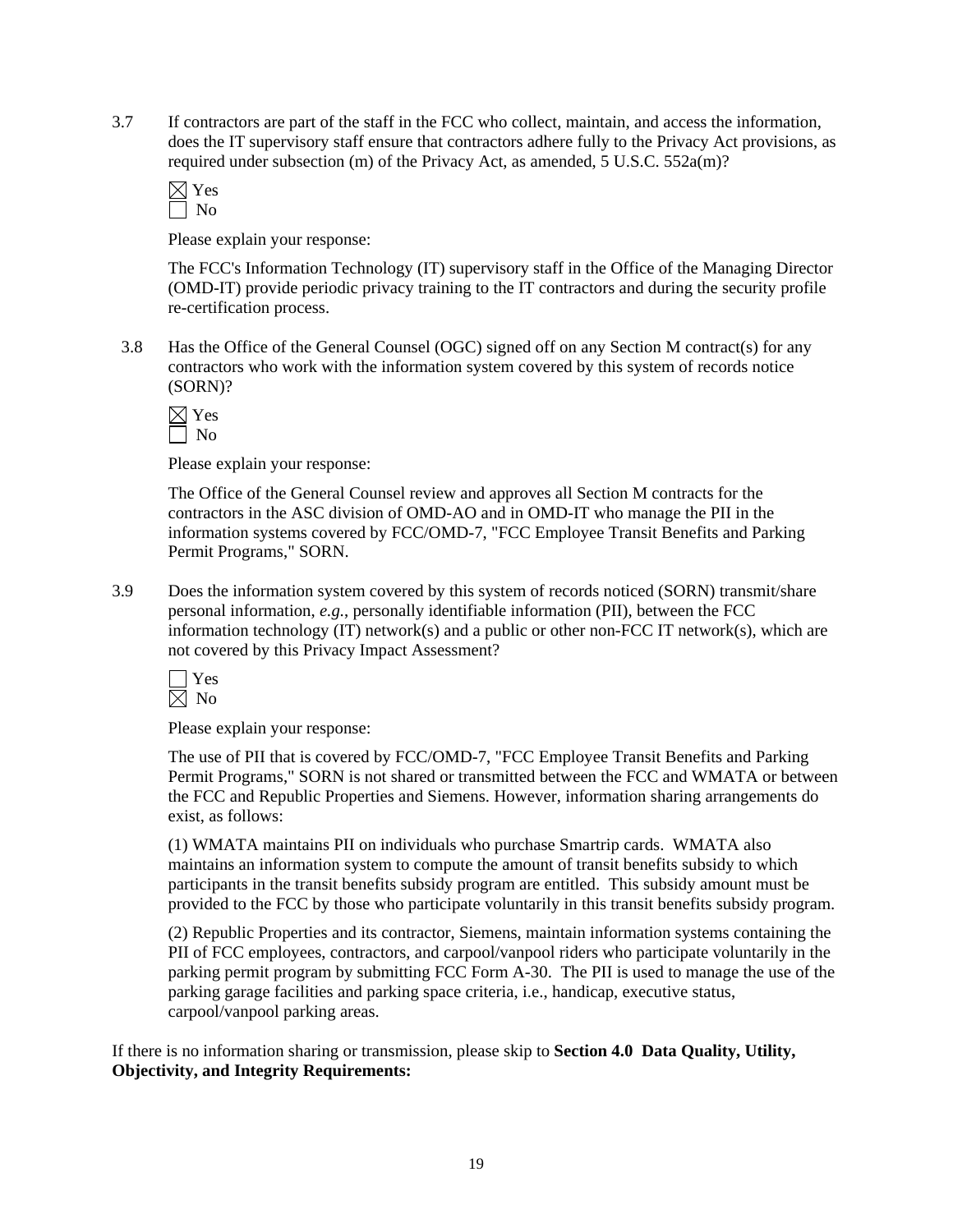3.7 If contractors are part of the staff in the FCC who collect, maintain, and access the information, does the IT supervisory staff ensure that contractors adhere fully to the Privacy Act provisions, as required under subsection (m) of the Privacy Act, as amended, 5 U.S.C. 552a(m)?

☒ Yes
☐ No

Please explain your response:

The FCC's Information Technology (IT) supervisory staff in the Office of the Managing Director (OMD-IT) provide periodic privacy training to the IT contractors and during the security profile re-certification process.

3.8 Has the Office of the General Counsel (OGC) signed off on any Section M contract(s) for any contractors who work with the information system covered by this system of records notice (SORN)?

☒ Yes
☐ No

Please explain your response:

The Office of the General Counsel review and approves all Section M contracts for the contractors in the ASC division of OMD-AO and in OMD-IT who manage the PII in the information systems covered by FCC/OMD-7, "FCC Employee Transit Benefits and Parking Permit Programs," SORN.

3.9 Does the information system covered by this system of records noticed (SORN) transmit/share personal information, *e.g.*, personally identifiable information (PII), between the FCC information technology (IT) network(s) and a public or other non-FCC IT network(s), which are not covered by this Privacy Impact Assessment?

☐ Yes
☒ No

Please explain your response:

The use of PII that is covered by FCC/OMD-7, "FCC Employee Transit Benefits and Parking Permit Programs," SORN is not shared or transmitted between the FCC and WMATA or between the FCC and Republic Properties and Siemens. However, information sharing arrangements do exist, as follows:

(1) WMATA maintains PII on individuals who purchase Smartrip cards. WMATA also maintains an information system to compute the amount of transit benefits subsidy to which participants in the transit benefits subsidy program are entitled. This subsidy amount must be provided to the FCC by those who participate voluntarily in this transit benefits subsidy program.

(2) Republic Properties and its contractor, Siemens, maintain information systems containing the PII of FCC employees, contractors, and carpool/vanpool riders who participate voluntarily in the parking permit program by submitting FCC Form A-30. The PII is used to manage the use of the parking garage facilities and parking space criteria, i.e., handicap, executive status, carpool/vanpool parking areas.

If there is no information sharing or transmission, please skip to **Section 4.0 Data Quality, Utility, Objectivity, and Integrity Requirements:**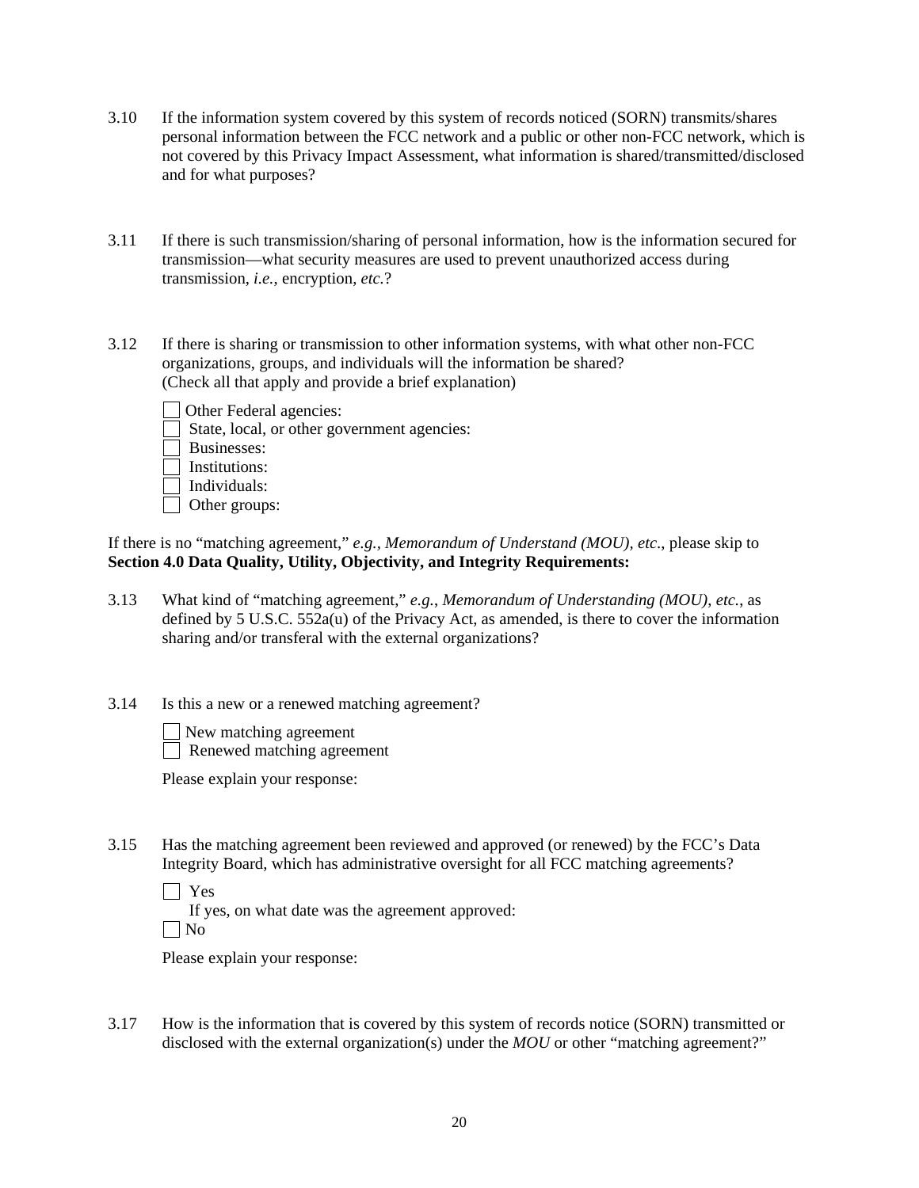3.10 If the information system covered by this system of records noticed (SORN) transmits/shares personal information between the FCC network and a public or other non-FCC network, which is not covered by this Privacy Impact Assessment, what information is shared/transmitted/disclosed and for what purposes?

3.11 If there is such transmission/sharing of personal information, how is the information secured for transmission—what security measures are used to prevent unauthorized access during transmission, *i.e.*, encryption, *etc.*?

3.12 If there is sharing or transmission to other information systems, with what other non-FCC organizations, groups, and individuals will the information be shared? (Check all that apply and provide a brief explanation)

- [ ] Other Federal agencies:
- [ ] State, local, or other government agencies:
- [ ] Businesses:
- [ ] Institutions:
- [ ] Individuals:
- [ ] Other groups:

If there is no "matching agreement," *e.g.*, *Memorandum of Understand (MOU), etc.*, please skip to **Section 4.0 Data Quality, Utility, Objectivity, and Integrity Requirements:**

3.13 What kind of "matching agreement," *e.g.*, *Memorandum of Understanding (MOU), etc.*, as defined by 5 U.S.C. 552a(u) of the Privacy Act, as amended, is there to cover the information sharing and/or transferal with the external organizations?

3.14 Is this a new or a renewed matching agreement?

- [ ] New matching agreement
- [ ] Renewed matching agreement

Please explain your response:

3.15 Has the matching agreement been reviewed and approved (or renewed) by the FCC's Data Integrity Board, which has administrative oversight for all FCC matching agreements?

- [ ] Yes
  If yes, on what date was the agreement approved:
- [ ] No

Please explain your response:

3.17 How is the information that is covered by this system of records notice (SORN) transmitted or disclosed with the external organization(s) under the *MOU* or other "matching agreement?"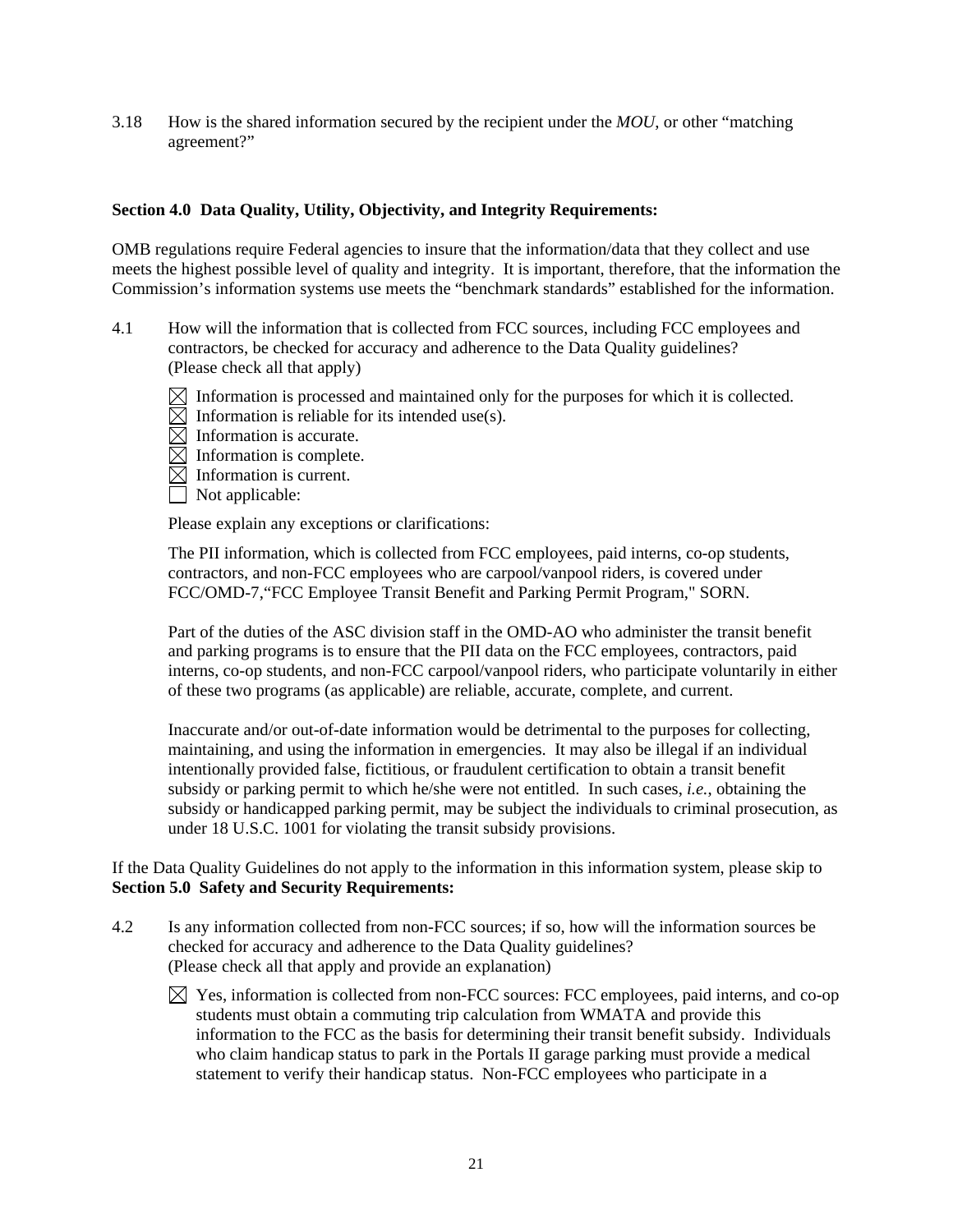3.18 How is the shared information secured by the recipient under the *MOU*, or other "matching agreement?"

**Section 4.0 Data Quality, Utility, Objectivity, and Integrity Requirements:**

OMB regulations require Federal agencies to insure that the information/data that they collect and use meets the highest possible level of quality and integrity. It is important, therefore, that the information the Commission's information systems use meets the "benchmark standards" established for the information.

4.1 How will the information that is collected from FCC sources, including FCC employees and contractors, be checked for accuracy and adherence to the Data Quality guidelines? (Please check all that apply)

☒ Information is processed and maintained only for the purposes for which it is collected.
☒ Information is reliable for its intended use(s).
☒ Information is accurate.
☒ Information is complete.
☒ Information is current.
☐ Not applicable:

Please explain any exceptions or clarifications:

The PII information, which is collected from FCC employees, paid interns, co-op students, contractors, and non-FCC employees who are carpool/vanpool riders, is covered under FCC/OMD-7,"FCC Employee Transit Benefit and Parking Permit Program," SORN.

Part of the duties of the ASC division staff in the OMD-AO who administer the transit benefit and parking programs is to ensure that the PII data on the FCC employees, contractors, paid interns, co-op students, and non-FCC carpool/vanpool riders, who participate voluntarily in either of these two programs (as applicable) are reliable, accurate, complete, and current.

Inaccurate and/or out-of-date information would be detrimental to the purposes for collecting, maintaining, and using the information in emergencies. It may also be illegal if an individual intentionally provided false, fictitious, or fraudulent certification to obtain a transit benefit subsidy or parking permit to which he/she were not entitled. In such cases, *i.e.*, obtaining the subsidy or handicapped parking permit, may be subject the individuals to criminal prosecution, as under 18 U.S.C. 1001 for violating the transit subsidy provisions.

If the Data Quality Guidelines do not apply to the information in this information system, please skip to **Section 5.0 Safety and Security Requirements:**

4.2 Is any information collected from non-FCC sources; if so, how will the information sources be checked for accuracy and adherence to the Data Quality guidelines? (Please check all that apply and provide an explanation)

☒ Yes, information is collected from non-FCC sources: FCC employees, paid interns, and co-op students must obtain a commuting trip calculation from WMATA and provide this information to the FCC as the basis for determining their transit benefit subsidy. Individuals who claim handicap status to park in the Portals II garage parking must provide a medical statement to verify their handicap status. Non-FCC employees who participate in a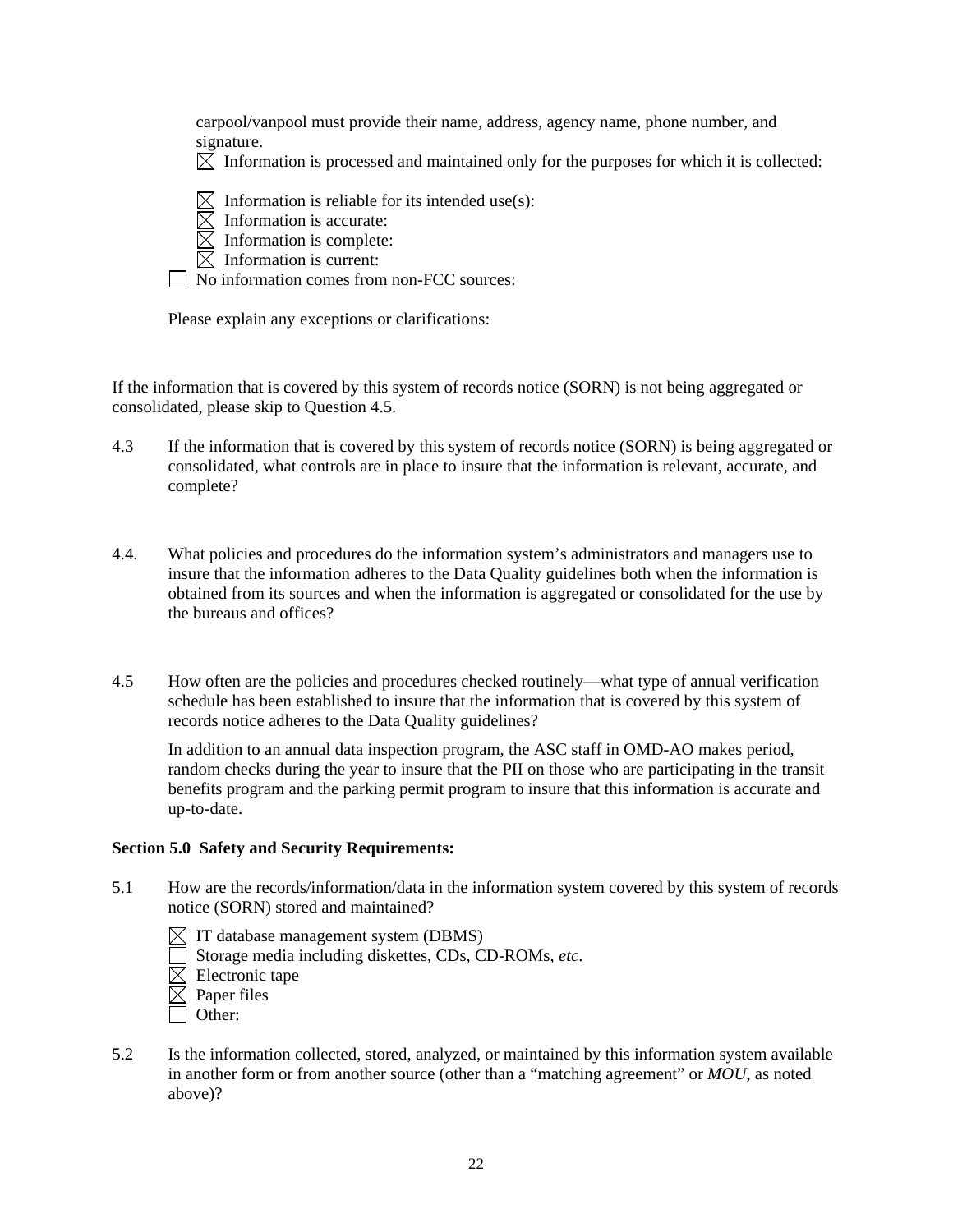carpool/vanpool must provide their name, address, agency name, phone number, and signature.

☒ Information is processed and maintained only for the purposes for which it is collected:

☒ Information is reliable for its intended use(s):
☒ Information is accurate:
☒ Information is complete:
☒ Information is current:

☐ No information comes from non-FCC sources:

Please explain any exceptions or clarifications:

If the information that is covered by this system of records notice (SORN) is not being aggregated or consolidated, please skip to Question 4.5.

4.3 If the information that is covered by this system of records notice (SORN) is being aggregated or consolidated, what controls are in place to insure that the information is relevant, accurate, and complete?

4.4. What policies and procedures do the information system's administrators and managers use to insure that the information adheres to the Data Quality guidelines both when the information is obtained from its sources and when the information is aggregated or consolidated for the use by the bureaus and offices?

4.5 How often are the policies and procedures checked routinely—what type of annual verification schedule has been established to insure that the information that is covered by this system of records notice adheres to the Data Quality guidelines?

In addition to an annual data inspection program, the ASC staff in OMD-AO makes period, random checks during the year to insure that the PII on those who are participating in the transit benefits program and the parking permit program to insure that this information is accurate and up-to-date.

**Section 5.0 Safety and Security Requirements:**

5.1 How are the records/information/data in the information system covered by this system of records notice (SORN) stored and maintained?

☒ IT database management system (DBMS)
☐ Storage media including diskettes, CDs, CD-ROMs, *etc*.
☒ Electronic tape
☒ Paper files
☐ Other:

5.2 Is the information collected, stored, analyzed, or maintained by this information system available in another form or from another source (other than a "matching agreement" or *MOU*, as noted above)?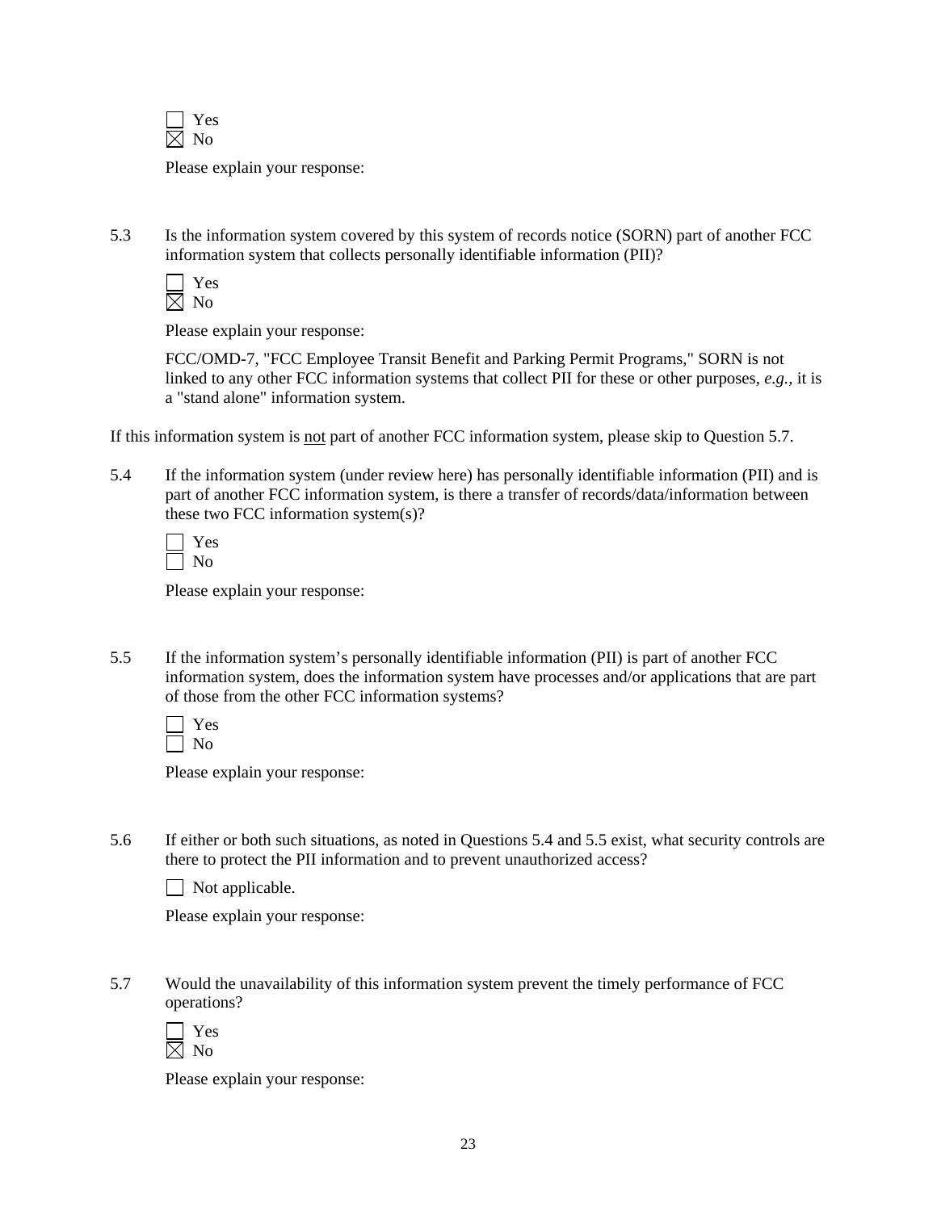☐ Yes
☒ No

Please explain your response:

5.3 Is the information system covered by this system of records notice (SORN) part of another FCC information system that collects personally identifiable information (PII)?

☐ Yes
☒ No

Please explain your response:

FCC/OMD-7, "FCC Employee Transit Benefit and Parking Permit Programs," SORN is not linked to any other FCC information systems that collect PII for these or other purposes, *e.g.*, it is a "stand alone" information system.

If this information system is not part of another FCC information system, please skip to Question 5.7.

5.4 If the information system (under review here) has personally identifiable information (PII) and is part of another FCC information system, is there a transfer of records/data/information between these two FCC information system(s)?

☐ Yes
☐ No

Please explain your response:

5.5 If the information system's personally identifiable information (PII) is part of another FCC information system, does the information system have processes and/or applications that are part of those from the other FCC information systems?

☐ Yes
☐ No

Please explain your response:

5.6 If either or both such situations, as noted in Questions 5.4 and 5.5 exist, what security controls are there to protect the PII information and to prevent unauthorized access?

☐ Not applicable.

Please explain your response:

5.7 Would the unavailability of this information system prevent the timely performance of FCC operations?

☐ Yes
☒ No

Please explain your response: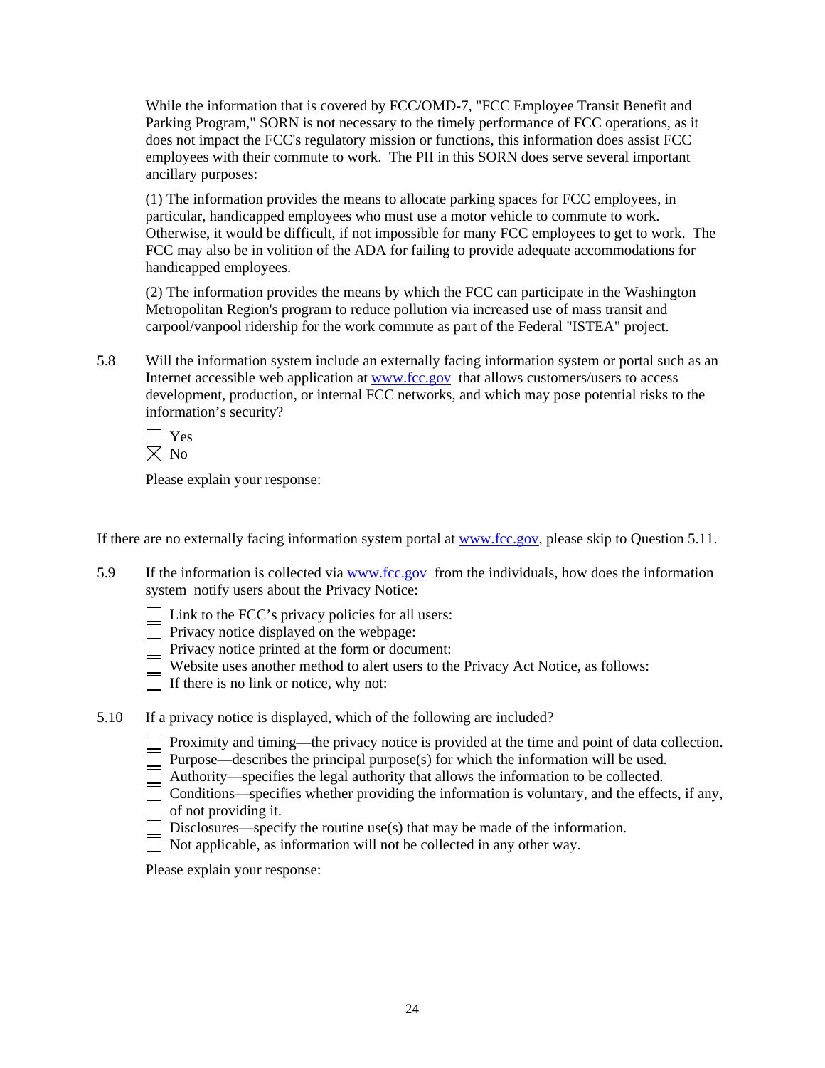While the information that is covered by FCC/OMD-7, "FCC Employee Transit Benefit and Parking Program," SORN is not necessary to the timely performance of FCC operations, as it does not impact the FCC's regulatory mission or functions, this information does assist FCC employees with their commute to work. The PII in this SORN does serve several important ancillary purposes:

(1) The information provides the means to allocate parking spaces for FCC employees, in particular, handicapped employees who must use a motor vehicle to commute to work. Otherwise, it would be difficult, if not impossible for many FCC employees to get to work. The FCC may also be in volition of the ADA for failing to provide adequate accommodations for handicapped employees.

(2) The information provides the means by which the FCC can participate in the Washington Metropolitan Region's program to reduce pollution via increased use of mass transit and carpool/vanpool ridership for the work commute as part of the Federal "ISTEA" project.

5.8 Will the information system include an externally facing information system or portal such as an Internet accessible web application at www.fcc.gov that allows customers/users to access development, production, or internal FCC networks, and which may pose potential risks to the information's security?

- [ ] Yes
- [x] No

Please explain your response:

If there are no externally facing information system portal at www.fcc.gov, please skip to Question 5.11.

5.9 If the information is collected via www.fcc.gov from the individuals, how does the information system notify users about the Privacy Notice:

- [ ] Link to the FCC's privacy policies for all users:
- [ ] Privacy notice displayed on the webpage:
- [ ] Privacy notice printed at the form or document:
- [ ] Website uses another method to alert users to the Privacy Act Notice, as follows:
- [ ] If there is no link or notice, why not:

5.10 If a privacy notice is displayed, which of the following are included?

- [ ] Proximity and timing—the privacy notice is provided at the time and point of data collection.
- [ ] Purpose—describes the principal purpose(s) for which the information will be used.
- [ ] Authority—specifies the legal authority that allows the information to be collected.
- [ ] Conditions—specifies whether providing the information is voluntary, and the effects, if any, of not providing it.
- [ ] Disclosures—specify the routine use(s) that may be made of the information.
- [ ] Not applicable, as information will not be collected in any other way.

Please explain your response: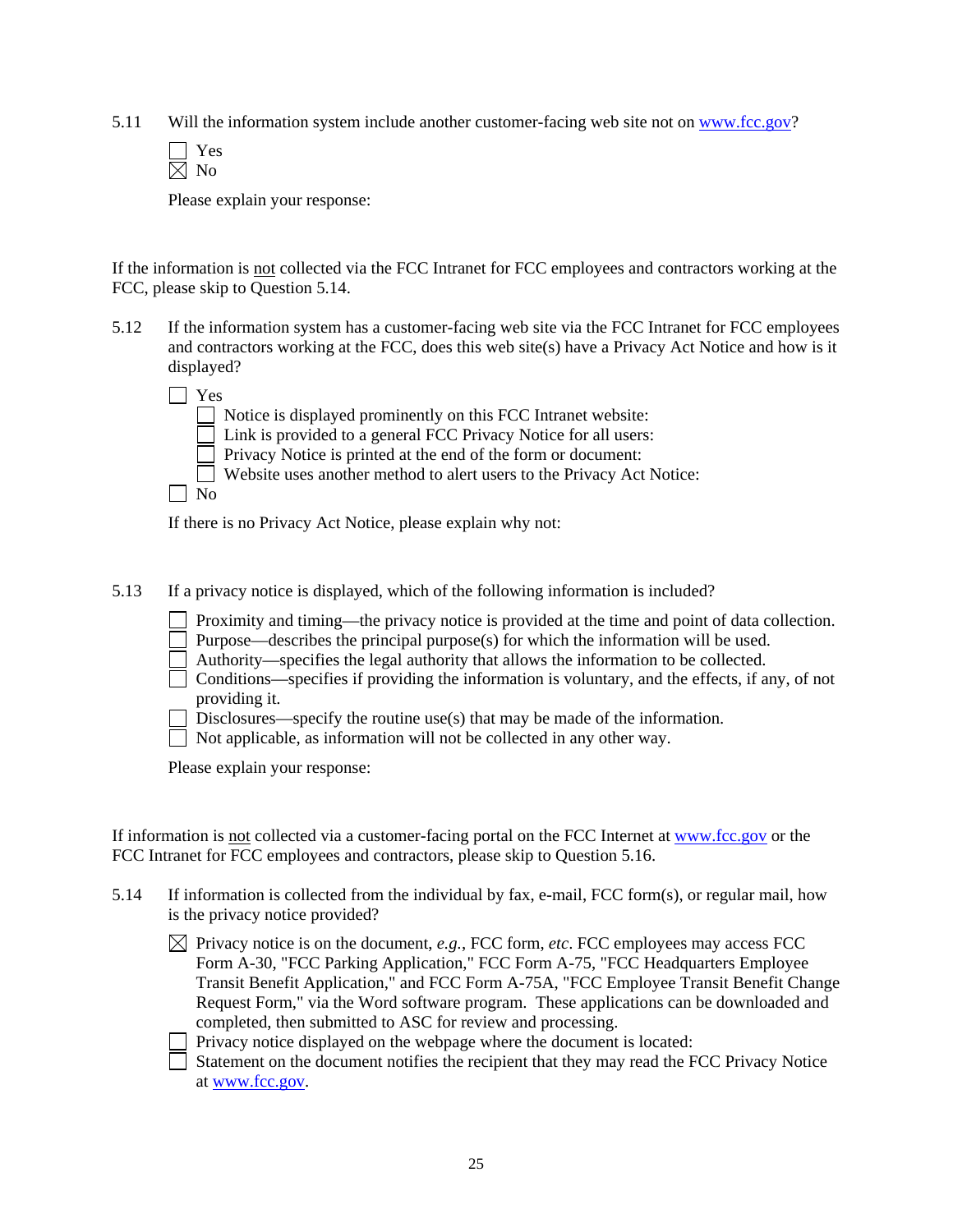5.11 Will the information system include another customer-facing web site not on www.fcc.gov?

- ☐ Yes
- ☒ No

Please explain your response:

If the information is <u>not</u> collected via the FCC Intranet for FCC employees and contractors working at the FCC, please skip to Question 5.14.

5.12 If the information system has a customer-facing web site via the FCC Intranet for FCC employees and contractors working at the FCC, does this web site(s) have a Privacy Act Notice and how is it displayed?

- ☐ Yes
  - ☐ Notice is displayed prominently on this FCC Intranet website:
  - ☐ Link is provided to a general FCC Privacy Notice for all users:
  - ☐ Privacy Notice is printed at the end of the form or document:
  - ☐ Website uses another method to alert users to the Privacy Act Notice:
- ☐ No

If there is no Privacy Act Notice, please explain why not:

5.13 If a privacy notice is displayed, which of the following information is included?

- ☐ Proximity and timing—the privacy notice is provided at the time and point of data collection.
- ☐ Purpose—describes the principal purpose(s) for which the information will be used.
- ☐ Authority—specifies the legal authority that allows the information to be collected.
- ☐ Conditions—specifies if providing the information is voluntary, and the effects, if any, of not providing it.
- ☐ Disclosures—specify the routine use(s) that may be made of the information.
- ☐ Not applicable, as information will not be collected in any other way.

Please explain your response:

If information is <u>not</u> collected via a customer-facing portal on the FCC Internet at www.fcc.gov or the FCC Intranet for FCC employees and contractors, please skip to Question 5.16.

5.14 If information is collected from the individual by fax, e-mail, FCC form(s), or regular mail, how is the privacy notice provided?

- ☒ Privacy notice is on the document, *e.g.*, FCC form, *etc*. FCC employees may access FCC Form A-30, "FCC Parking Application," FCC Form A-75, "FCC Headquarters Employee Transit Benefit Application," and FCC Form A-75A, "FCC Employee Transit Benefit Change Request Form," via the Word software program. These applications can be downloaded and completed, then submitted to ASC for review and processing.
- ☐ Privacy notice displayed on the webpage where the document is located:
- ☐ Statement on the document notifies the recipient that they may read the FCC Privacy Notice at www.fcc.gov.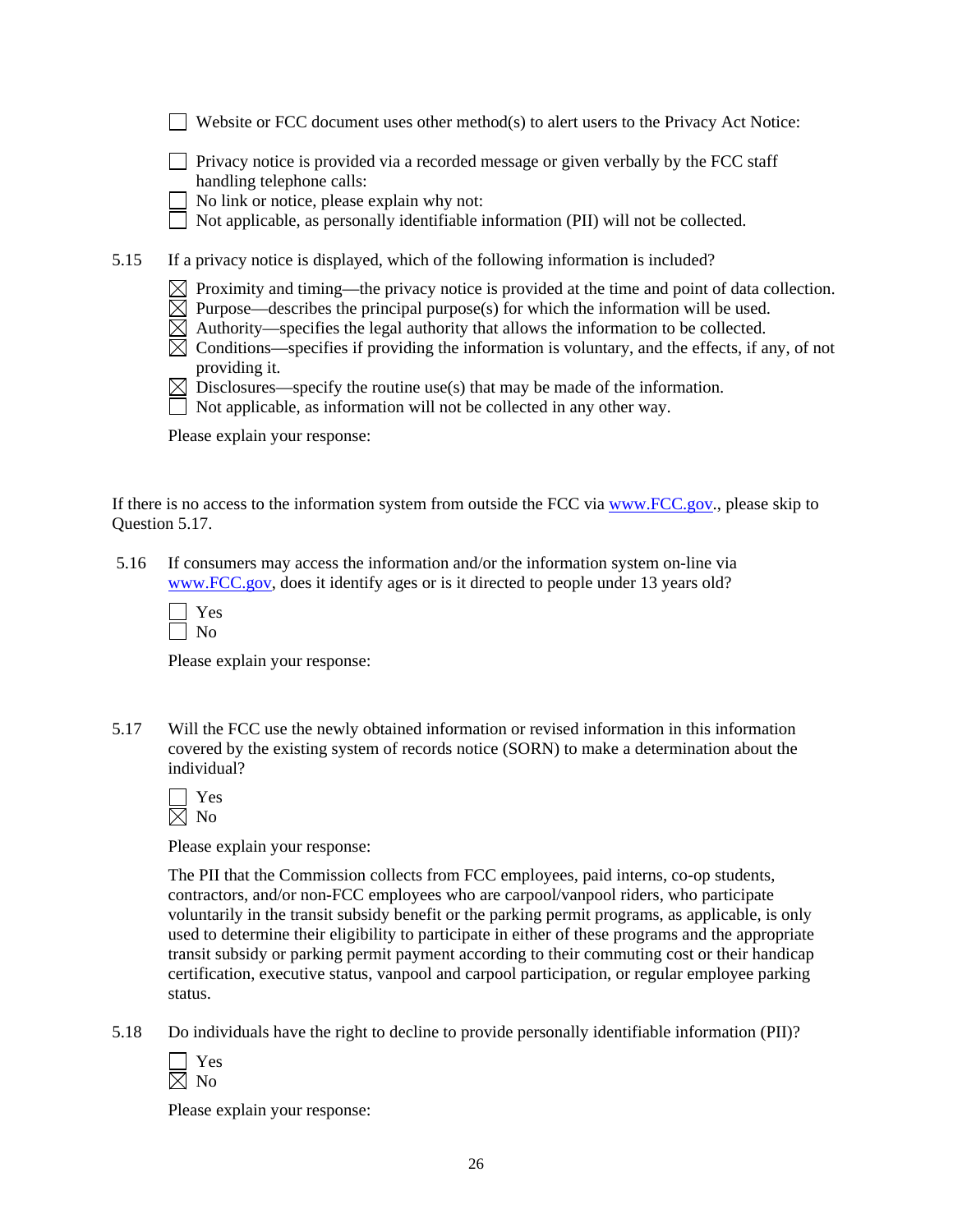☐ Website or FCC document uses other method(s) to alert users to the Privacy Act Notice:

☐ Privacy notice is provided via a recorded message or given verbally by the FCC staff handling telephone calls:

☐ No link or notice, please explain why not:

☐ Not applicable, as personally identifiable information (PII) will not be collected.

5.15 If a privacy notice is displayed, which of the following information is included?

☒ Proximity and timing—the privacy notice is provided at the time and point of data collection.

☒ Purpose—describes the principal purpose(s) for which the information will be used.

☒ Authority—specifies the legal authority that allows the information to be collected.

☒ Conditions—specifies if providing the information is voluntary, and the effects, if any, of not providing it.

☒ Disclosures—specify the routine use(s) that may be made of the information.

☐ Not applicable, as information will not be collected in any other way.

Please explain your response:

If there is no access to the information system from outside the FCC via [www.FCC.gov](http://www.FCC.gov)., please skip to Question 5.17.

5.16 If consumers may access the information and/or the information system on-line via [www.FCC.gov](http://www.FCC.gov), does it identify ages or is it directed to people under 13 years old?

☐ Yes

☐ No

Please explain your response:

5.17 Will the FCC use the newly obtained information or revised information in this information covered by the existing system of records notice (SORN) to make a determination about the individual?

☐ Yes

☒ No

Please explain your response:

The PII that the Commission collects from FCC employees, paid interns, co-op students, contractors, and/or non-FCC employees who are carpool/vanpool riders, who participate voluntarily in the transit subsidy benefit or the parking permit programs, as applicable, is only used to determine their eligibility to participate in either of these programs and the appropriate transit subsidy or parking permit payment according to their commuting cost or their handicap certification, executive status, vanpool and carpool participation, or regular employee parking status.

5.18 Do individuals have the right to decline to provide personally identifiable information (PII)?

☐ Yes

☒ No

Please explain your response: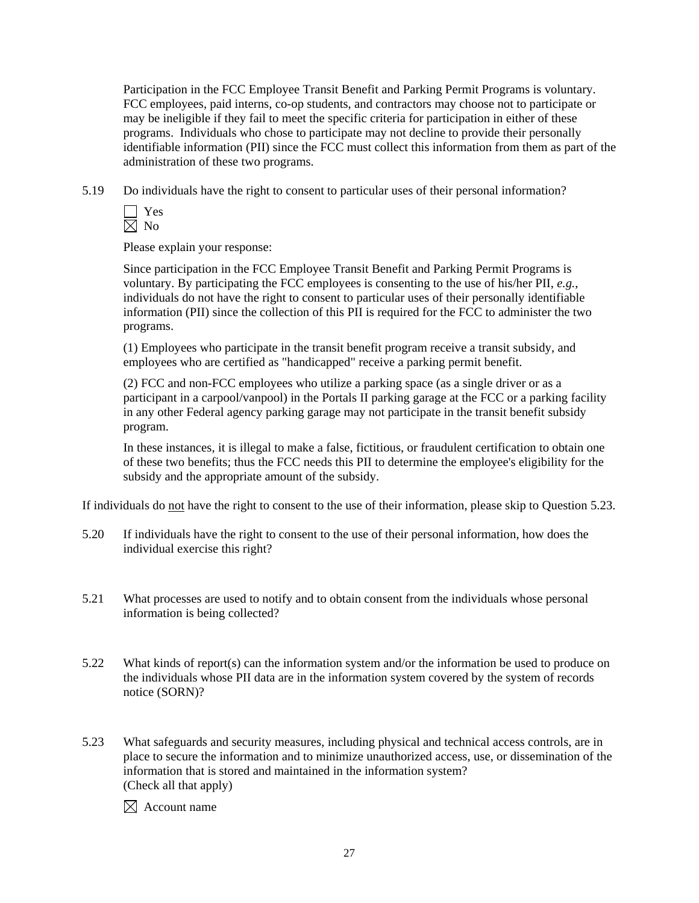Participation in the FCC Employee Transit Benefit and Parking Permit Programs is voluntary. FCC employees, paid interns, co-op students, and contractors may choose not to participate or may be ineligible if they fail to meet the specific criteria for participation in either of these programs. Individuals who chose to participate may not decline to provide their personally identifiable information (PII) since the FCC must collect this information from them as part of the administration of these two programs.

5.19 Do individuals have the right to consent to particular uses of their personal information?

☐ Yes
☒ No

Please explain your response:

Since participation in the FCC Employee Transit Benefit and Parking Permit Programs is voluntary. By participating the FCC employees is consenting to the use of his/her PII, *e.g.,* individuals do not have the right to consent to particular uses of their personally identifiable information (PII) since the collection of this PII is required for the FCC to administer the two programs.

(1) Employees who participate in the transit benefit program receive a transit subsidy, and employees who are certified as "handicapped" receive a parking permit benefit.

(2) FCC and non-FCC employees who utilize a parking space (as a single driver or as a participant in a carpool/vanpool) in the Portals II parking garage at the FCC or a parking facility in any other Federal agency parking garage may not participate in the transit benefit subsidy program.

In these instances, it is illegal to make a false, fictitious, or fraudulent certification to obtain one of these two benefits; thus the FCC needs this PII to determine the employee's eligibility for the subsidy and the appropriate amount of the subsidy.

If individuals do <u>not</u> have the right to consent to the use of their information, please skip to Question 5.23.

5.20 If individuals have the right to consent to the use of their personal information, how does the individual exercise this right?

5.21 What processes are used to notify and to obtain consent from the individuals whose personal information is being collected?

5.22 What kinds of report(s) can the information system and/or the information be used to produce on the individuals whose PII data are in the information system covered by the system of records notice (SORN)?

5.23 What safeguards and security measures, including physical and technical access controls, are in place to secure the information and to minimize unauthorized access, use, or dissemination of the information that is stored and maintained in the information system?
(Check all that apply)

☒ Account name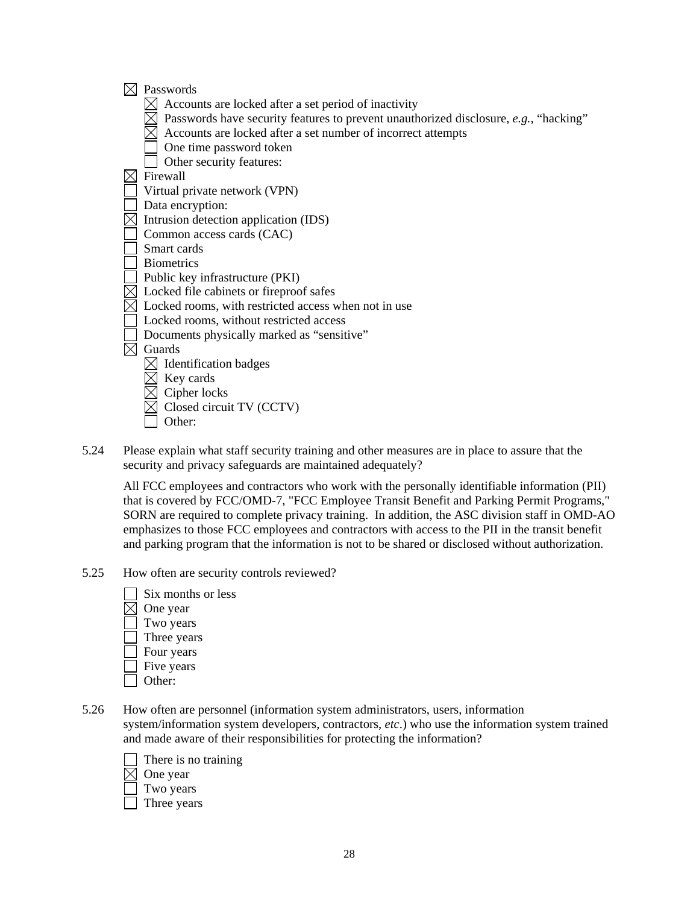- ☒ Passwords
  - ☒ Accounts are locked after a set period of inactivity
  - ☒ Passwords have security features to prevent unauthorized disclosure, *e.g.*, "hacking"
  - ☒ Accounts are locked after a set number of incorrect attempts
  - ☐ One time password token
  - ☐ Other security features:
- ☒ Firewall
- ☐ Virtual private network (VPN)
- ☐ Data encryption:
- ☒ Intrusion detection application (IDS)
- ☐ Common access cards (CAC)
- ☐ Smart cards
- ☐ Biometrics
- ☐ Public key infrastructure (PKI)
- ☒ Locked file cabinets or fireproof safes
- ☒ Locked rooms, with restricted access when not in use
- ☐ Locked rooms, without restricted access
- ☐ Documents physically marked as "sensitive"
- ☒ Guards
  - ☒ Identification badges
  - ☒ Key cards
  - ☒ Cipher locks
  - ☒ Closed circuit TV (CCTV)
  - ☐ Other:

5.24 Please explain what staff security training and other measures are in place to assure that the security and privacy safeguards are maintained adequately?

All FCC employees and contractors who work with the personally identifiable information (PII) that is covered by FCC/OMD-7, "FCC Employee Transit Benefit and Parking Permit Programs," SORN are required to complete privacy training. In addition, the ASC division staff in OMD-AO emphasizes to those FCC employees and contractors with access to the PII in the transit benefit and parking program that the information is not to be shared or disclosed without authorization.

5.25 How often are security controls reviewed?

- ☐ Six months or less
- ☒ One year
- ☐ Two years
- ☐ Three years
- ☐ Four years
- ☐ Five years
- ☐ Other:

5.26 How often are personnel (information system administrators, users, information system/information system developers, contractors, *etc*.) who use the information system trained and made aware of their responsibilities for protecting the information?

- ☐ There is no training
- ☒ One year
- ☐ Two years
- ☐ Three years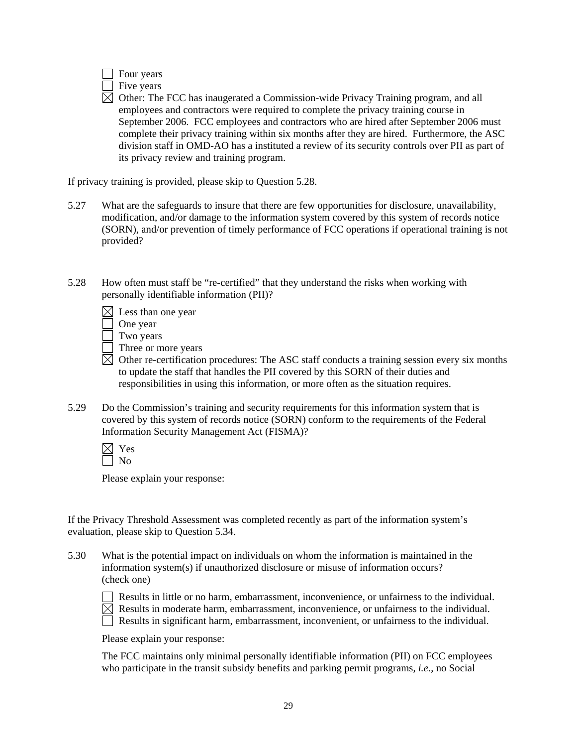☐ Four years

☐ Five years

☒ Other: The FCC has inaugerated a Commission-wide Privacy Training program, and all employees and contractors were required to complete the privacy training course in September 2006. FCC employees and contractors who are hired after September 2006 must complete their privacy training within six months after they are hired. Furthermore, the ASC division staff in OMD-AO has a instituted a review of its security controls over PII as part of its privacy review and training program.

If privacy training is provided, please skip to Question 5.28.

5.27 What are the safeguards to insure that there are few opportunities for disclosure, unavailability, modification, and/or damage to the information system covered by this system of records notice (SORN), and/or prevention of timely performance of FCC operations if operational training is not provided?

5.28 How often must staff be "re-certified" that they understand the risks when working with personally identifiable information (PII)?

☒ Less than one year

☐ One year

☐ Two years

☐ Three or more years

☒ Other re-certification procedures: The ASC staff conducts a training session every six months to update the staff that handles the PII covered by this SORN of their duties and responsibilities in using this information, or more often as the situation requires.

5.29 Do the Commission's training and security requirements for this information system that is covered by this system of records notice (SORN) conform to the requirements of the Federal Information Security Management Act (FISMA)?

☒ Yes

☐ No

Please explain your response:

If the Privacy Threshold Assessment was completed recently as part of the information system's evaluation, please skip to Question 5.34.

5.30 What is the potential impact on individuals on whom the information is maintained in the information system(s) if unauthorized disclosure or misuse of information occurs? (check one)

☐ Results in little or no harm, embarrassment, inconvenience, or unfairness to the individual.

☒ Results in moderate harm, embarrassment, inconvenience, or unfairness to the individual.

☐ Results in significant harm, embarrassment, inconvenient, or unfairness to the individual.

Please explain your response:

The FCC maintains only minimal personally identifiable information (PII) on FCC employees who participate in the transit subsidy benefits and parking permit programs, *i.e.*, no Social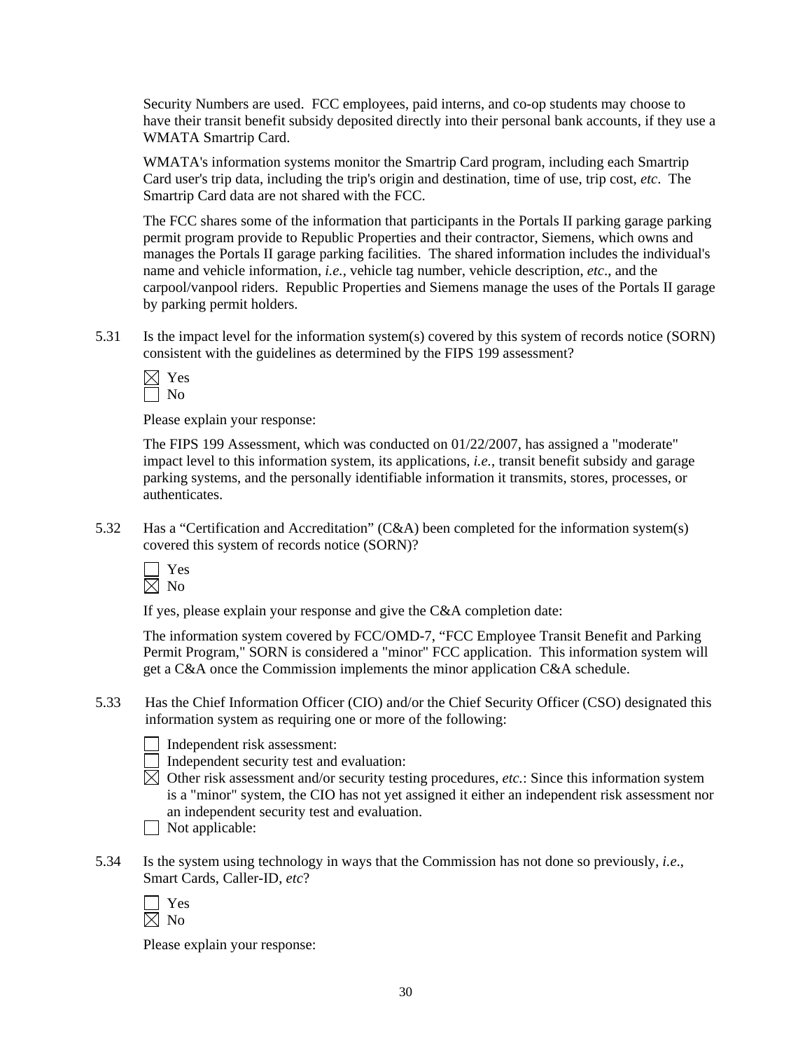Security Numbers are used. FCC employees, paid interns, and co-op students may choose to have their transit benefit subsidy deposited directly into their personal bank accounts, if they use a WMATA Smartrip Card.

WMATA's information systems monitor the Smartrip Card program, including each Smartrip Card user's trip data, including the trip's origin and destination, time of use, trip cost, *etc*. The Smartrip Card data are not shared with the FCC.

The FCC shares some of the information that participants in the Portals II parking garage parking permit program provide to Republic Properties and their contractor, Siemens, which owns and manages the Portals II garage parking facilities. The shared information includes the individual's name and vehicle information, *i.e.*, vehicle tag number, vehicle description, *etc*., and the carpool/vanpool riders. Republic Properties and Siemens manage the uses of the Portals II garage by parking permit holders.

5.31 Is the impact level for the information system(s) covered by this system of records notice (SORN) consistent with the guidelines as determined by the FIPS 199 assessment?

☒ Yes
☐ No

Please explain your response:

The FIPS 199 Assessment, which was conducted on 01/22/2007, has assigned a "moderate" impact level to this information system, its applications, *i.e.*, transit benefit subsidy and garage parking systems, and the personally identifiable information it transmits, stores, processes, or authenticates.

5.32 Has a "Certification and Accreditation" (C&A) been completed for the information system(s) covered this system of records notice (SORN)?

☐ Yes
☒ No

If yes, please explain your response and give the C&A completion date:

The information system covered by FCC/OMD-7, "FCC Employee Transit Benefit and Parking Permit Program," SORN is considered a "minor" FCC application. This information system will get a C&A once the Commission implements the minor application C&A schedule.

5.33 Has the Chief Information Officer (CIO) and/or the Chief Security Officer (CSO) designated this information system as requiring one or more of the following:

☐ Independent risk assessment:
☐ Independent security test and evaluation:
☒ Other risk assessment and/or security testing procedures, *etc.*: Since this information system is a "minor" system, the CIO has not yet assigned it either an independent risk assessment nor an independent security test and evaluation.
☐ Not applicable:

5.34 Is the system using technology in ways that the Commission has not done so previously, *i.e.*, Smart Cards, Caller-ID, *etc*?

☐ Yes
☒ No

Please explain your response: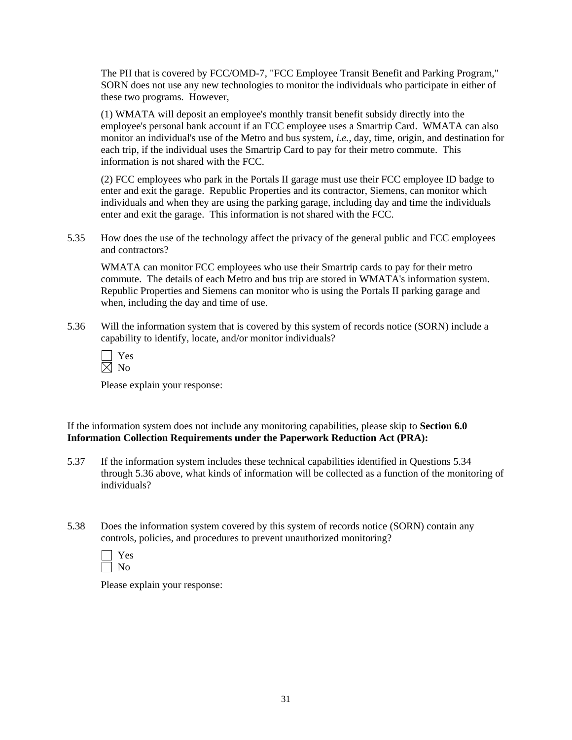The PII that is covered by FCC/OMD-7, "FCC Employee Transit Benefit and Parking Program," SORN does not use any new technologies to monitor the individuals who participate in either of these two programs. However,

(1) WMATA will deposit an employee's monthly transit benefit subsidy directly into the employee's personal bank account if an FCC employee uses a Smartrip Card. WMATA can also monitor an individual's use of the Metro and bus system, *i.e.*, day, time, origin, and destination for each trip, if the individual uses the Smartrip Card to pay for their metro commute. This information is not shared with the FCC.

(2) FCC employees who park in the Portals II garage must use their FCC employee ID badge to enter and exit the garage. Republic Properties and its contractor, Siemens, can monitor which individuals and when they are using the parking garage, including day and time the individuals enter and exit the garage. This information is not shared with the FCC.

5.35 How does the use of the technology affect the privacy of the general public and FCC employees and contractors?

WMATA can monitor FCC employees who use their Smartrip cards to pay for their metro commute. The details of each Metro and bus trip are stored in WMATA's information system. Republic Properties and Siemens can monitor who is using the Portals II parking garage and when, including the day and time of use.

5.36 Will the information system that is covered by this system of records notice (SORN) include a capability to identify, locate, and/or monitor individuals?

☐ Yes
☒ No

Please explain your response:

If the information system does not include any monitoring capabilities, please skip to **Section 6.0 Information Collection Requirements under the Paperwork Reduction Act (PRA):**

5.37 If the information system includes these technical capabilities identified in Questions 5.34 through 5.36 above, what kinds of information will be collected as a function of the monitoring of individuals?

5.38 Does the information system covered by this system of records notice (SORN) contain any controls, policies, and procedures to prevent unauthorized monitoring?

☐ Yes
☐ No

Please explain your response: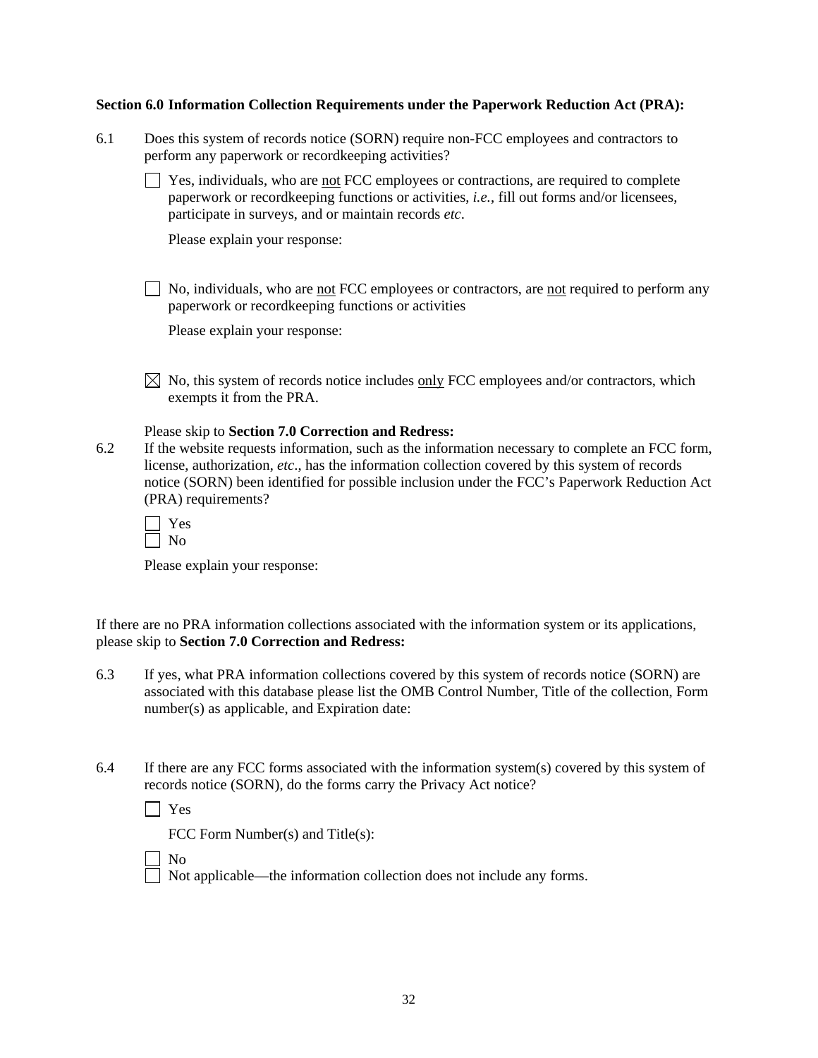**Section 6.0 Information Collection Requirements under the Paperwork Reduction Act (PRA):**

6.1 Does this system of records notice (SORN) require non-FCC employees and contractors to perform any paperwork or recordkeeping activities?

☐ Yes, individuals, who are <u>not</u> FCC employees or contractions, are required to complete paperwork or recordkeeping functions or activities, *i.e.*, fill out forms and/or licensees, participate in surveys, and or maintain records *etc*.

Please explain your response:

☐ No, individuals, who are <u>not</u> FCC employees or contractors, are <u>not</u> required to perform any paperwork or recordkeeping functions or activities

Please explain your response:

☒ No, this system of records notice includes <u>only</u> FCC employees and/or contractors, which exempts it from the PRA.

Please skip to **Section 7.0 Correction and Redress:**

6.2 If the website requests information, such as the information necessary to complete an FCC form, license, authorization, *etc*., has the information collection covered by this system of records notice (SORN) been identified for possible inclusion under the FCC's Paperwork Reduction Act (PRA) requirements?

☐ Yes
☐ No

Please explain your response:

If there are no PRA information collections associated with the information system or its applications, please skip to **Section 7.0 Correction and Redress:**

6.3 If yes, what PRA information collections covered by this system of records notice (SORN) are associated with this database please list the OMB Control Number, Title of the collection, Form number(s) as applicable, and Expiration date:

6.4 If there are any FCC forms associated with the information system(s) covered by this system of records notice (SORN), do the forms carry the Privacy Act notice?

☐ Yes

FCC Form Number(s) and Title(s):

☐ No
☐ Not applicable—the information collection does not include any forms.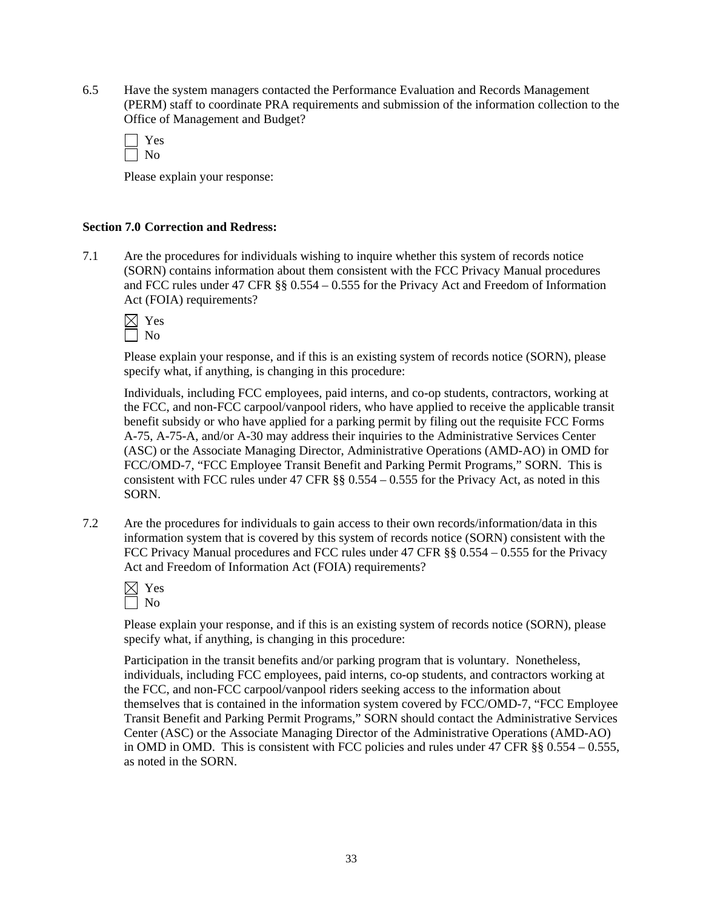6.5 Have the system managers contacted the Performance Evaluation and Records Management (PERM) staff to coordinate PRA requirements and submission of the information collection to the Office of Management and Budget?

☐ Yes
☐ No

Please explain your response:

**Section 7.0 Correction and Redress:**

7.1 Are the procedures for individuals wishing to inquire whether this system of records notice (SORN) contains information about them consistent with the FCC Privacy Manual procedures and FCC rules under 47 CFR §§ 0.554 – 0.555 for the Privacy Act and Freedom of Information Act (FOIA) requirements?

☒ Yes
☐ No

Please explain your response, and if this is an existing system of records notice (SORN), please specify what, if anything, is changing in this procedure:

Individuals, including FCC employees, paid interns, and co-op students, contractors, working at the FCC, and non-FCC carpool/vanpool riders, who have applied to receive the applicable transit benefit subsidy or who have applied for a parking permit by filing out the requisite FCC Forms A-75, A-75-A, and/or A-30 may address their inquiries to the Administrative Services Center (ASC) or the Associate Managing Director, Administrative Operations (AMD-AO) in OMD for FCC/OMD-7, "FCC Employee Transit Benefit and Parking Permit Programs," SORN. This is consistent with FCC rules under 47 CFR §§ 0.554 – 0.555 for the Privacy Act, as noted in this SORN.

7.2 Are the procedures for individuals to gain access to their own records/information/data in this information system that is covered by this system of records notice (SORN) consistent with the FCC Privacy Manual procedures and FCC rules under 47 CFR §§ 0.554 – 0.555 for the Privacy Act and Freedom of Information Act (FOIA) requirements?

☒ Yes
☐ No

Please explain your response, and if this is an existing system of records notice (SORN), please specify what, if anything, is changing in this procedure:

Participation in the transit benefits and/or parking program that is voluntary. Nonetheless, individuals, including FCC employees, paid interns, co-op students, and contractors working at the FCC, and non-FCC carpool/vanpool riders seeking access to the information about themselves that is contained in the information system covered by FCC/OMD-7, "FCC Employee Transit Benefit and Parking Permit Programs," SORN should contact the Administrative Services Center (ASC) or the Associate Managing Director of the Administrative Operations (AMD-AO) in OMD in OMD. This is consistent with FCC policies and rules under 47 CFR §§ 0.554 – 0.555, as noted in the SORN.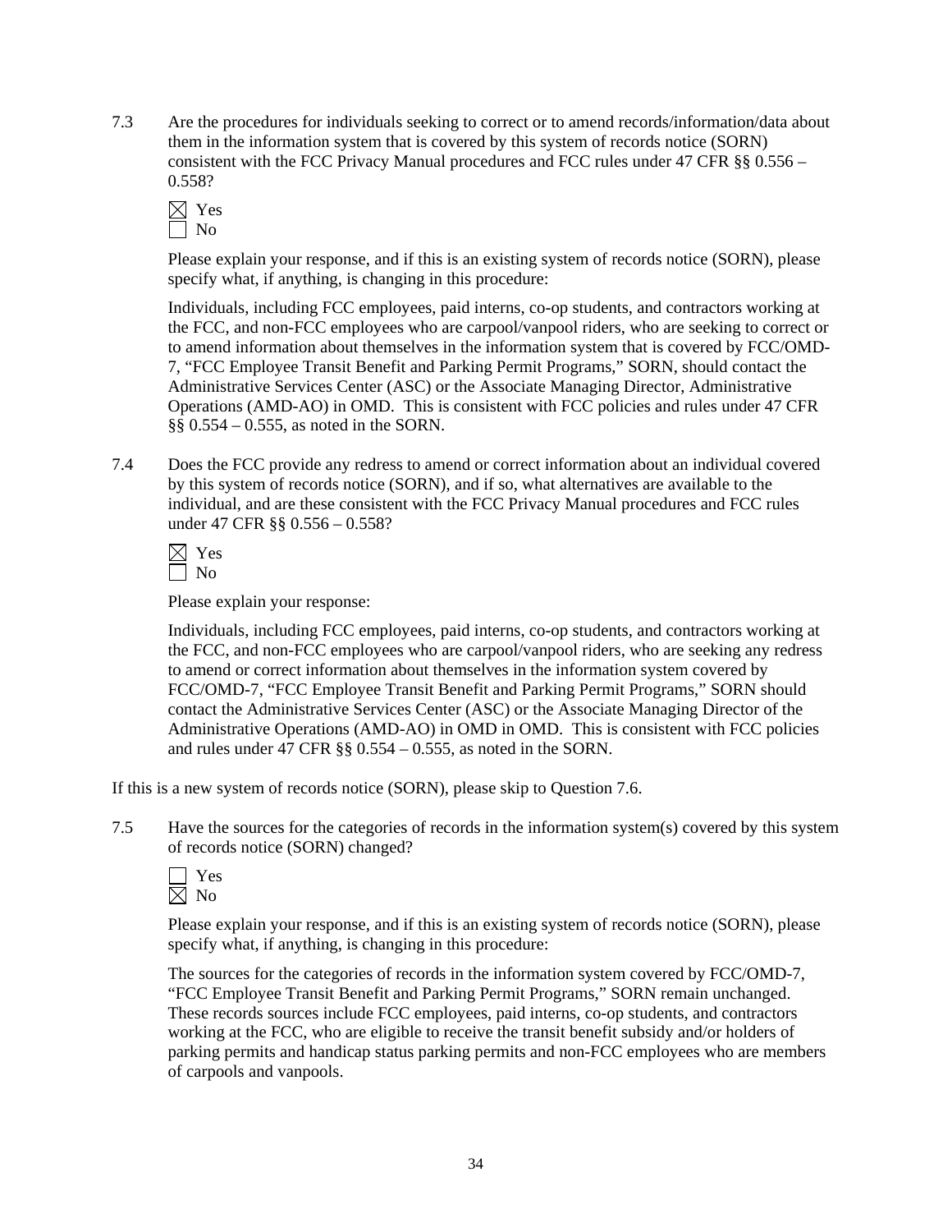7.3 Are the procedures for individuals seeking to correct or to amend records/information/data about them in the information system that is covered by this system of records notice (SORN) consistent with the FCC Privacy Manual procedures and FCC rules under 47 CFR §§ 0.556 – 0.558?

☒ Yes
☐ No

Please explain your response, and if this is an existing system of records notice (SORN), please specify what, if anything, is changing in this procedure:

Individuals, including FCC employees, paid interns, co-op students, and contractors working at the FCC, and non-FCC employees who are carpool/vanpool riders, who are seeking to correct or to amend information about themselves in the information system that is covered by FCC/OMD-7, "FCC Employee Transit Benefit and Parking Permit Programs," SORN, should contact the Administrative Services Center (ASC) or the Associate Managing Director, Administrative Operations (AMD-AO) in OMD. This is consistent with FCC policies and rules under 47 CFR §§ 0.554 – 0.555, as noted in the SORN.

7.4 Does the FCC provide any redress to amend or correct information about an individual covered by this system of records notice (SORN), and if so, what alternatives are available to the individual, and are these consistent with the FCC Privacy Manual procedures and FCC rules under 47 CFR §§ 0.556 – 0.558?

☒ Yes
☐ No

Please explain your response:

Individuals, including FCC employees, paid interns, co-op students, and contractors working at the FCC, and non-FCC employees who are carpool/vanpool riders, who are seeking any redress to amend or correct information about themselves in the information system covered by FCC/OMD-7, "FCC Employee Transit Benefit and Parking Permit Programs," SORN should contact the Administrative Services Center (ASC) or the Associate Managing Director of the Administrative Operations (AMD-AO) in OMD in OMD. This is consistent with FCC policies and rules under 47 CFR §§ 0.554 – 0.555, as noted in the SORN.

If this is a new system of records notice (SORN), please skip to Question 7.6.

7.5 Have the sources for the categories of records in the information system(s) covered by this system of records notice (SORN) changed?

☐ Yes
☒ No

Please explain your response, and if this is an existing system of records notice (SORN), please specify what, if anything, is changing in this procedure:

The sources for the categories of records in the information system covered by FCC/OMD-7, "FCC Employee Transit Benefit and Parking Permit Programs," SORN remain unchanged. These records sources include FCC employees, paid interns, co-op students, and contractors working at the FCC, who are eligible to receive the transit benefit subsidy and/or holders of parking permits and handicap status parking permits and non-FCC employees who are members of carpools and vanpools.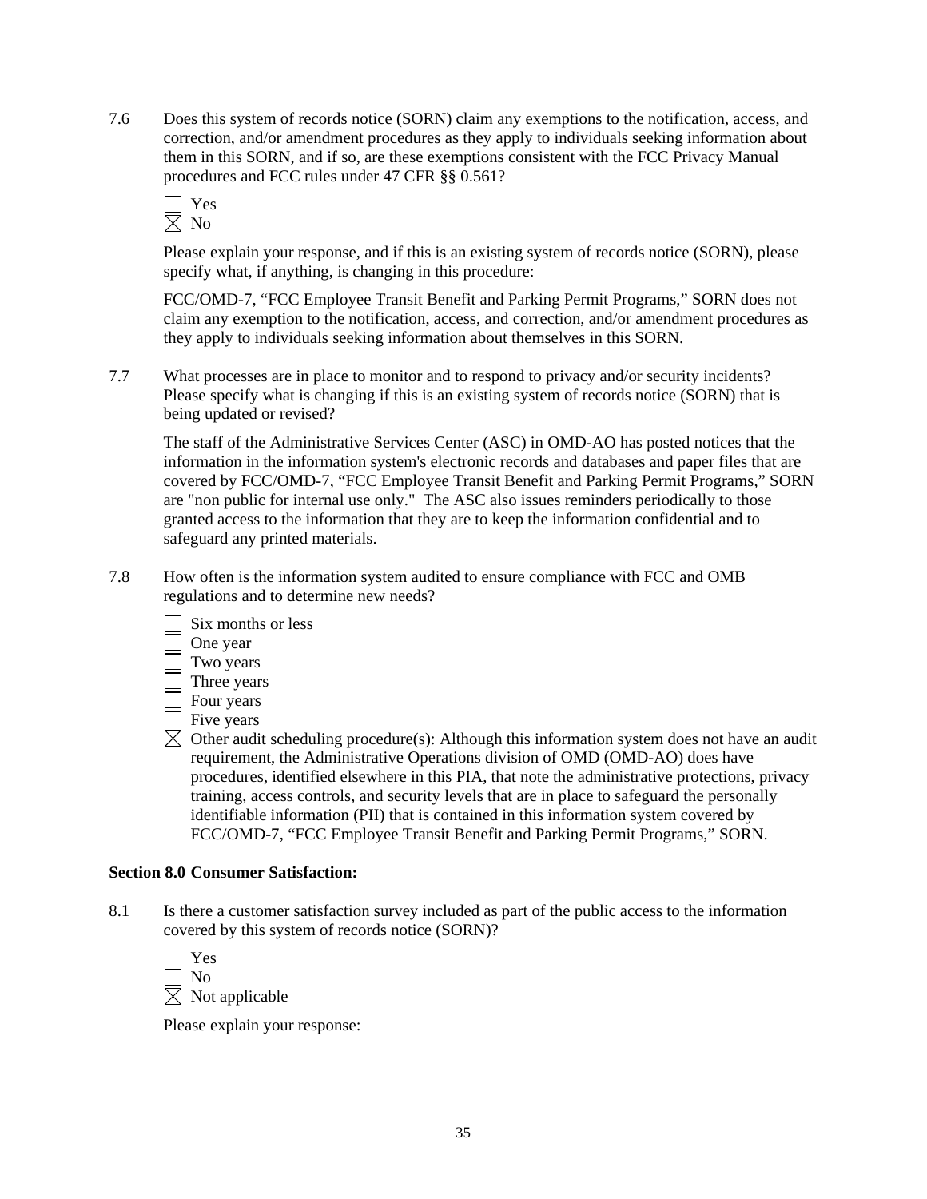7.6 Does this system of records notice (SORN) claim any exemptions to the notification, access, and correction, and/or amendment procedures as they apply to individuals seeking information about them in this SORN, and if so, are these exemptions consistent with the FCC Privacy Manual procedures and FCC rules under 47 CFR §§ 0.561?

☐ Yes
☒ No

Please explain your response, and if this is an existing system of records notice (SORN), please specify what, if anything, is changing in this procedure:

FCC/OMD-7, "FCC Employee Transit Benefit and Parking Permit Programs," SORN does not claim any exemption to the notification, access, and correction, and/or amendment procedures as they apply to individuals seeking information about themselves in this SORN.

7.7 What processes are in place to monitor and to respond to privacy and/or security incidents? Please specify what is changing if this is an existing system of records notice (SORN) that is being updated or revised?

The staff of the Administrative Services Center (ASC) in OMD-AO has posted notices that the information in the information system's electronic records and databases and paper files that are covered by FCC/OMD-7, "FCC Employee Transit Benefit and Parking Permit Programs," SORN are "non public for internal use only." The ASC also issues reminders periodically to those granted access to the information that they are to keep the information confidential and to safeguard any printed materials.

7.8 How often is the information system audited to ensure compliance with FCC and OMB regulations and to determine new needs?

☐ Six months or less
☐ One year
☐ Two years
☐ Three years
☐ Four years
☐ Five years
☒ Other audit scheduling procedure(s): Although this information system does not have an audit requirement, the Administrative Operations division of OMD (OMD-AO) does have procedures, identified elsewhere in this PIA, that note the administrative protections, privacy training, access controls, and security levels that are in place to safeguard the personally identifiable information (PII) that is contained in this information system covered by FCC/OMD-7, "FCC Employee Transit Benefit and Parking Permit Programs," SORN.

**Section 8.0 Consumer Satisfaction:**

8.1 Is there a customer satisfaction survey included as part of the public access to the information covered by this system of records notice (SORN)?

☐ Yes
☐ No
☒ Not applicable

Please explain your response: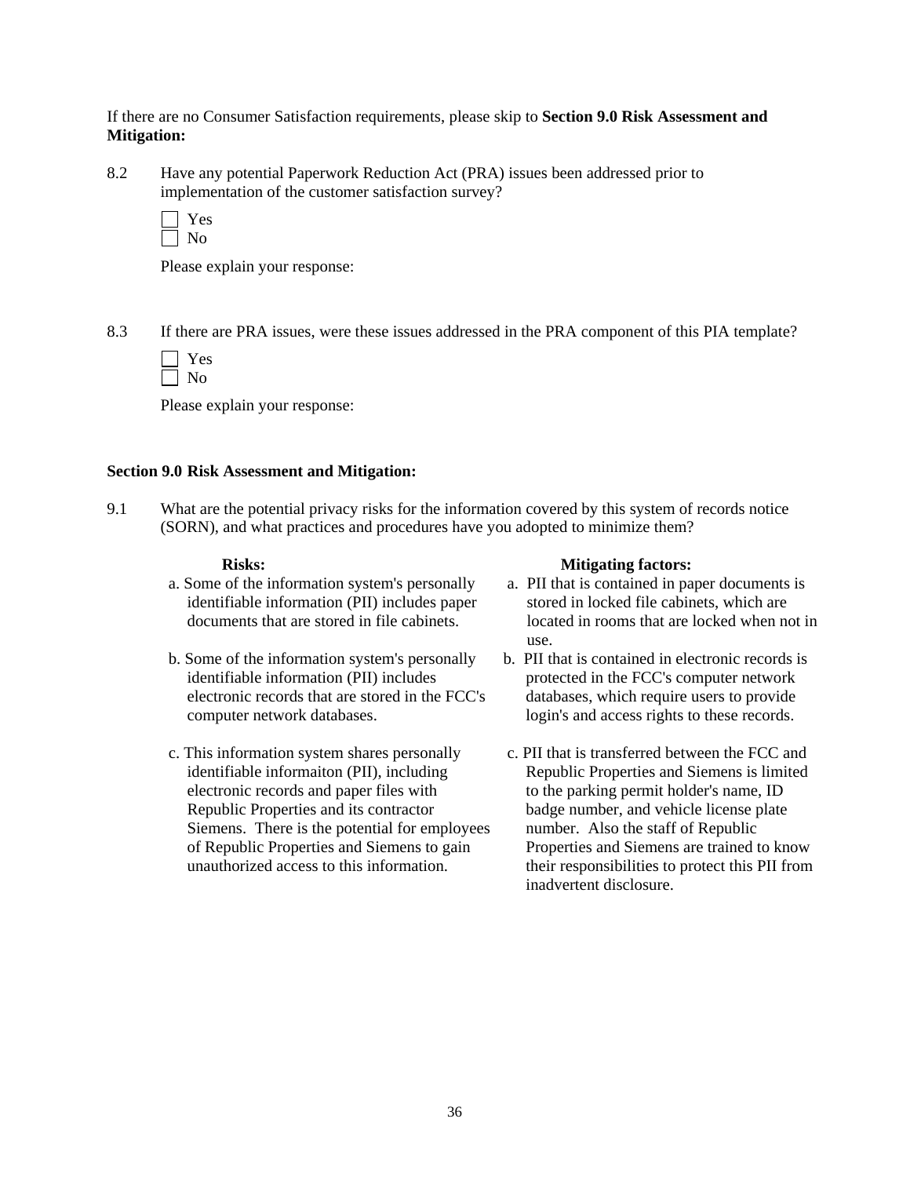If there are no Consumer Satisfaction requirements, please skip to **Section 9.0 Risk Assessment and Mitigation:**

8.2 Have any potential Paperwork Reduction Act (PRA) issues been addressed prior to implementation of the customer satisfaction survey?

☐ Yes
☐ No

Please explain your response:

8.3 If there are PRA issues, were these issues addressed in the PRA component of this PIA template?

☐ Yes
☐ No

Please explain your response:

**Section 9.0 Risk Assessment and Mitigation:**

9.1 What are the potential privacy risks for the information covered by this system of records notice (SORN), and what practices and procedures have you adopted to minimize them?

| **Risks:** | **Mitigating factors:** |
| --- | --- |
| a. Some of the information system's personally identifiable information (PII) includes paper documents that are stored in file cabinets. | a. PII that is contained in paper documents is stored in locked file cabinets, which are located in rooms that are locked when not in use. |
| b. Some of the information system's personally identifiable information (PII) includes electronic records that are stored in the FCC's computer network databases. | b. PII that is contained in electronic records is protected in the FCC's computer network databases, which require users to provide login's and access rights to these records. |
| c. This information system shares personally identifiable informaiton (PII), including electronic records and paper files with Republic Properties and its contractor Siemens. There is the potential for employees of Republic Properties and Siemens to gain unauthorized access to this information. | c. PII that is transferred between the FCC and Republic Properties and Siemens is limited to the parking permit holder's name, ID badge number, and vehicle license plate number. Also the staff of Republic Properties and Siemens are trained to know their responsibilities to protect this PII from inadvertent disclosure. |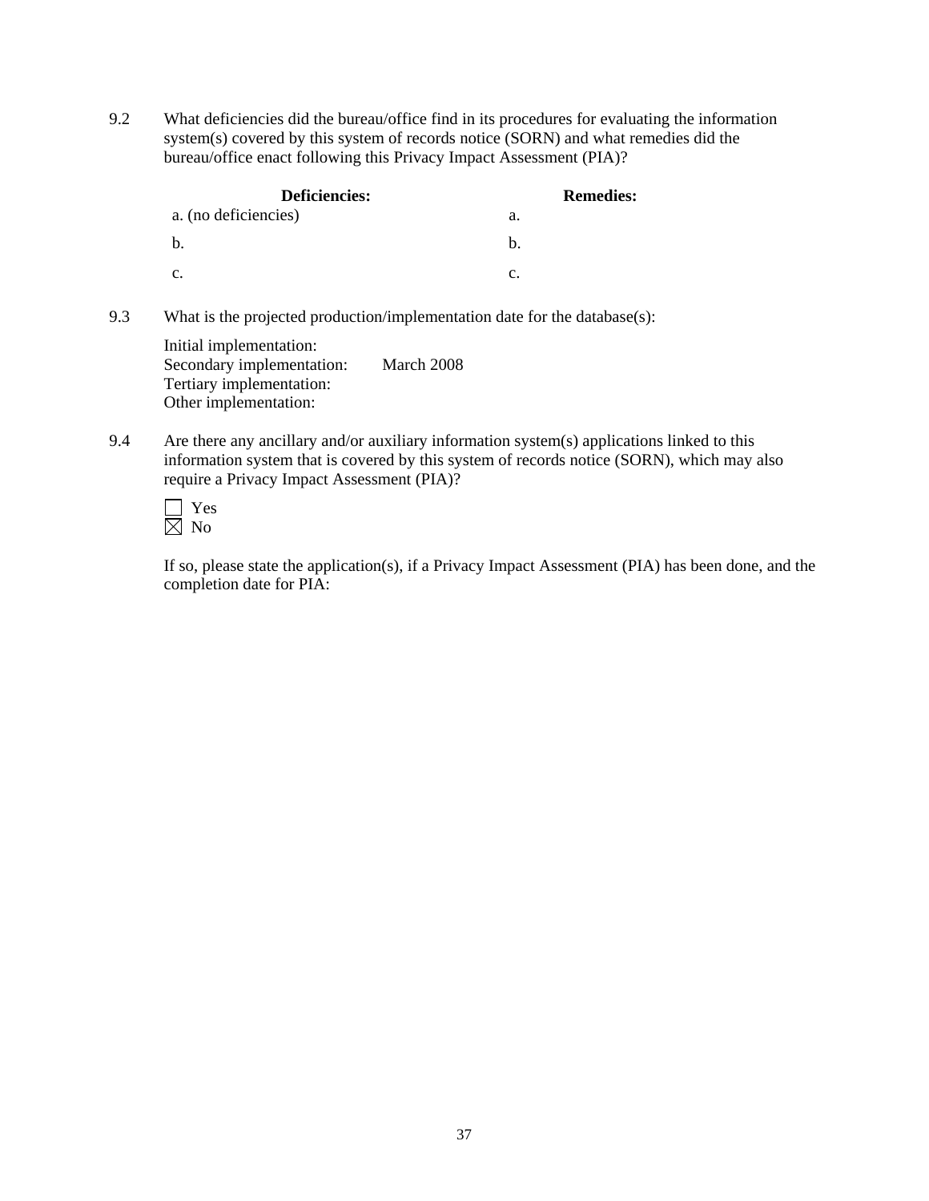9.2 What deficiencies did the bureau/office find in its procedures for evaluating the information system(s) covered by this system of records notice (SORN) and what remedies did the bureau/office enact following this Privacy Impact Assessment (PIA)?

| **Deficiencies:** | **Remedies:** |
|---|---|
| a. (no deficiencies) | a. |
| b. | b. |
| c. | c. |

9.3 What is the projected production/implementation date for the database(s):

Initial implementation:
Secondary implementation: March 2008
Tertiary implementation:
Other implementation:

9.4 Are there any ancillary and/or auxiliary information system(s) applications linked to this information system that is covered by this system of records notice (SORN), which may also require a Privacy Impact Assessment (PIA)?

☐ Yes
☒ No

If so, please state the application(s), if a Privacy Impact Assessment (PIA) has been done, and the completion date for PIA: